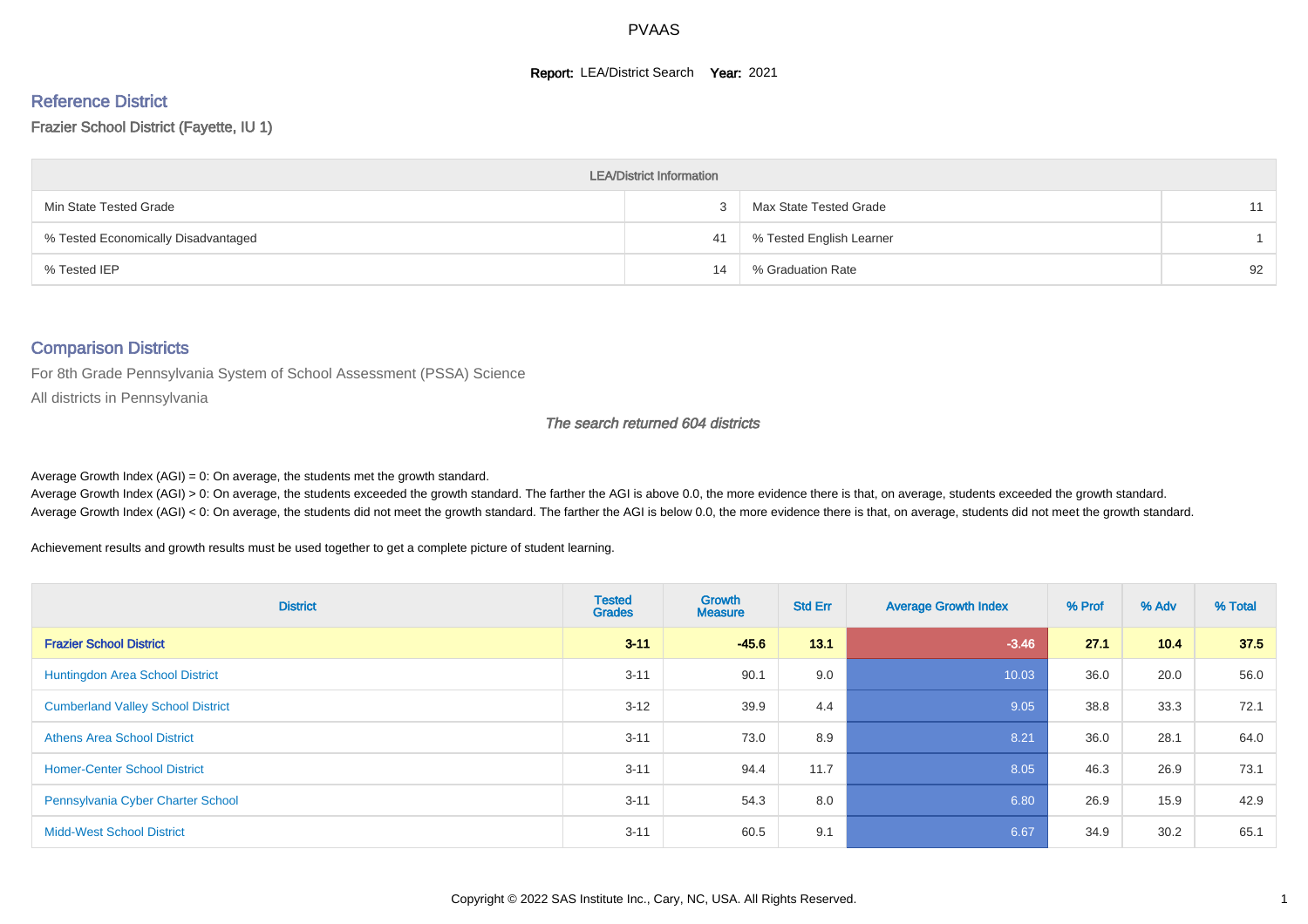# PVAAS

**Report:** LEA/District Search **Year:** 2021

## Reference District

Frazier School District (Fayette, IU 1)

| LEA/District Information | | | |
|---|---|---|---|
| Min State Tested Grade | 3 | Max State Tested Grade | 11 |
| % Tested Economically Disadvantaged | 41 | % Tested English Learner | 1 |
| % Tested IEP | 14 | % Graduation Rate | 92 |

## Comparison Districts

For 8th Grade Pennsylvania System of School Assessment (PSSA) Science

All districts in Pennsylvania

*The search returned 604 districts*

Average Growth Index (AGI) = 0: On average, the students met the growth standard.

Average Growth Index (AGI) > 0: On average, the students exceeded the growth standard. The farther the AGI is above 0.0, the more evidence there is that, on average, students exceeded the growth standard.

Average Growth Index (AGI) < 0: On average, the students did not meet the growth standard. The farther the AGI is below 0.0, the more evidence there is that, on average, students did not meet the growth standard.

Achievement results and growth results must be used together to get a complete picture of student learning.

| District | Tested Grades | Growth Measure | Std Err | Average Growth Index | % Prof | % Adv | % Total |
|---|---|---|---|---|---|---|---|
| **Frazier School District** | **3-11** | **-45.6** | **13.1** | **-3.46** | **27.1** | **10.4** | **37.5** |
| Huntingdon Area School District | 3-11 | 90.1 | 9.0 | 10.03 | 36.0 | 20.0 | 56.0 |
| Cumberland Valley School District | 3-12 | 39.9 | 4.4 | 9.05 | 38.8 | 33.3 | 72.1 |
| Athens Area School District | 3-11 | 73.0 | 8.9 | 8.21 | 36.0 | 28.1 | 64.0 |
| Homer-Center School District | 3-11 | 94.4 | 11.7 | 8.05 | 46.3 | 26.9 | 73.1 |
| Pennsylvania Cyber Charter School | 3-11 | 54.3 | 8.0 | 6.80 | 26.9 | 15.9 | 42.9 |
| Midd-West School District | 3-11 | 60.5 | 9.1 | 6.67 | 34.9 | 30.2 | 65.1 |

Copyright © 2022 SAS Institute Inc., Cary, NC, USA. All Rights Reserved.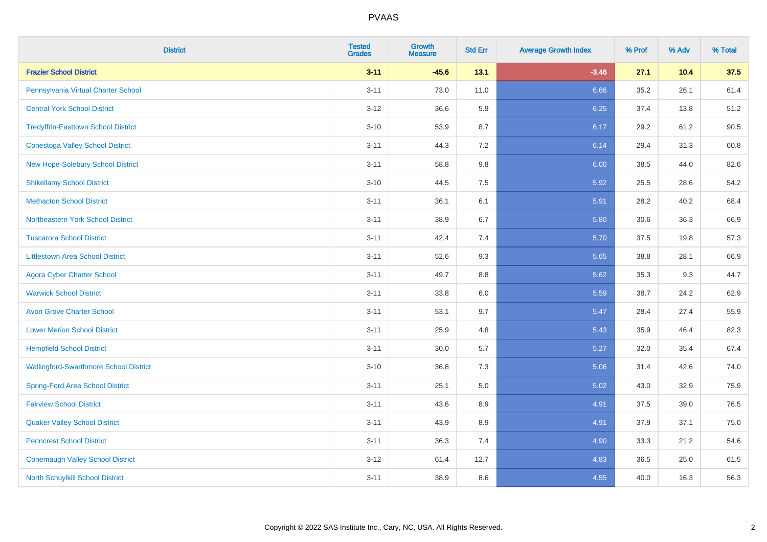| District | Tested Grades | Growth Measure | Std Err | Average Growth Index | % Prof | % Adv | % Total |
|---|---|---|---|---|---|---|---|
| **Frazier School District** | **3-11** | **-45.6** | **13.1** | **-3.46** | **27.1** | **10.4** | **37.5** |
| Pennsylvania Virtual Charter School | 3-11 | 73.0 | 11.0 | 6.66 | 35.2 | 26.1 | 61.4 |
| Central York School District | 3-12 | 36.6 | 5.9 | 6.25 | 37.4 | 13.8 | 51.2 |
| Tredyffrin-Easttown School District | 3-10 | 53.9 | 8.7 | 6.17 | 29.2 | 61.2 | 90.5 |
| Conestoga Valley School District | 3-11 | 44.3 | 7.2 | 6.14 | 29.4 | 31.3 | 60.8 |
| New Hope-Solebury School District | 3-11 | 58.8 | 9.8 | 6.00 | 38.5 | 44.0 | 82.6 |
| Shikellamy School District | 3-10 | 44.5 | 7.5 | 5.92 | 25.5 | 28.6 | 54.2 |
| Methacton School District | 3-11 | 36.1 | 6.1 | 5.91 | 28.2 | 40.2 | 68.4 |
| Northeastern York School District | 3-11 | 38.9 | 6.7 | 5.80 | 30.6 | 36.3 | 66.9 |
| Tuscarora School District | 3-11 | 42.4 | 7.4 | 5.70 | 37.5 | 19.8 | 57.3 |
| Littlestown Area School District | 3-11 | 52.6 | 9.3 | 5.65 | 38.8 | 28.1 | 66.9 |
| Agora Cyber Charter School | 3-11 | 49.7 | 8.8 | 5.62 | 35.3 | 9.3 | 44.7 |
| Warwick School District | 3-11 | 33.8 | 6.0 | 5.59 | 38.7 | 24.2 | 62.9 |
| Avon Grove Charter School | 3-11 | 53.1 | 9.7 | 5.47 | 28.4 | 27.4 | 55.9 |
| Lower Merion School District | 3-11 | 25.9 | 4.8 | 5.43 | 35.9 | 46.4 | 82.3 |
| Hempfield School District | 3-11 | 30.0 | 5.7 | 5.27 | 32.0 | 35.4 | 67.4 |
| Wallingford-Swarthmore School District | 3-10 | 36.8 | 7.3 | 5.06 | 31.4 | 42.6 | 74.0 |
| Spring-Ford Area School District | 3-11 | 25.1 | 5.0 | 5.02 | 43.0 | 32.9 | 75.9 |
| Fairview School District | 3-11 | 43.6 | 8.9 | 4.91 | 37.5 | 39.0 | 76.5 |
| Quaker Valley School District | 3-11 | 43.9 | 8.9 | 4.91 | 37.9 | 37.1 | 75.0 |
| Penncrest School District | 3-11 | 36.3 | 7.4 | 4.90 | 33.3 | 21.2 | 54.6 |
| Conemaugh Valley School District | 3-12 | 61.4 | 12.7 | 4.83 | 36.5 | 25.0 | 61.5 |
| North Schuylkill School District | 3-11 | 38.9 | 8.6 | 4.55 | 40.0 | 16.3 | 56.3 |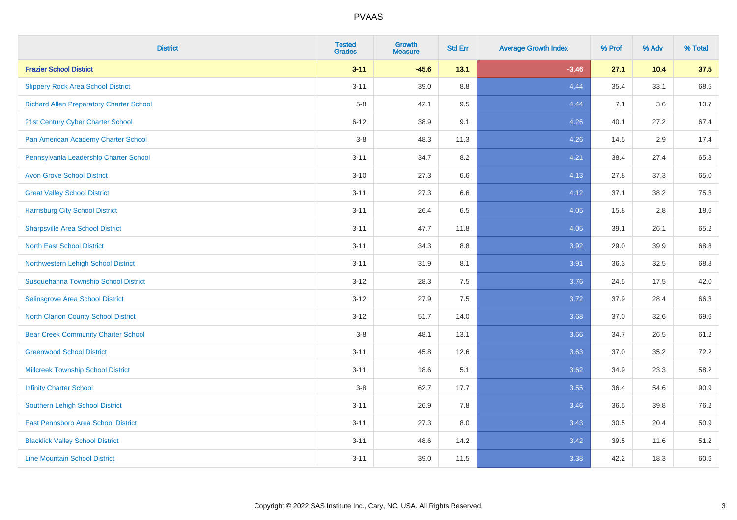PVAAS

| District | Tested Grades | Growth Measure | Std Err | Average Growth Index | % Prof | % Adv | % Total |
|---|---|---|---|---|---|---|---|
| **Frazier School District** | **3-11** | **-45.6** | **13.1** | **-3.46** | **27.1** | **10.4** | **37.5** |
| Slippery Rock Area School District | 3-11 | 39.0 | 8.8 | 4.44 | 35.4 | 33.1 | 68.5 |
| Richard Allen Preparatory Charter School | 5-8 | 42.1 | 9.5 | 4.44 | 7.1 | 3.6 | 10.7 |
| 21st Century Cyber Charter School | 6-12 | 38.9 | 9.1 | 4.26 | 40.1 | 27.2 | 67.4 |
| Pan American Academy Charter School | 3-8 | 48.3 | 11.3 | 4.26 | 14.5 | 2.9 | 17.4 |
| Pennsylvania Leadership Charter School | 3-11 | 34.7 | 8.2 | 4.21 | 38.4 | 27.4 | 65.8 |
| Avon Grove School District | 3-10 | 27.3 | 6.6 | 4.13 | 27.8 | 37.3 | 65.0 |
| Great Valley School District | 3-11 | 27.3 | 6.6 | 4.12 | 37.1 | 38.2 | 75.3 |
| Harrisburg City School District | 3-11 | 26.4 | 6.5 | 4.05 | 15.8 | 2.8 | 18.6 |
| Sharpsville Area School District | 3-11 | 47.7 | 11.8 | 4.05 | 39.1 | 26.1 | 65.2 |
| North East School District | 3-11 | 34.3 | 8.8 | 3.92 | 29.0 | 39.9 | 68.8 |
| Northwestern Lehigh School District | 3-11 | 31.9 | 8.1 | 3.91 | 36.3 | 32.5 | 68.8 |
| Susquehanna Township School District | 3-12 | 28.3 | 7.5 | 3.76 | 24.5 | 17.5 | 42.0 |
| Selinsgrove Area School District | 3-12 | 27.9 | 7.5 | 3.72 | 37.9 | 28.4 | 66.3 |
| North Clarion County School District | 3-12 | 51.7 | 14.0 | 3.68 | 37.0 | 32.6 | 69.6 |
| Bear Creek Community Charter School | 3-8 | 48.1 | 13.1 | 3.66 | 34.7 | 26.5 | 61.2 |
| Greenwood School District | 3-11 | 45.8 | 12.6 | 3.63 | 37.0 | 35.2 | 72.2 |
| Millcreek Township School District | 3-11 | 18.6 | 5.1 | 3.62 | 34.9 | 23.3 | 58.2 |
| Infinity Charter School | 3-8 | 62.7 | 17.7 | 3.55 | 36.4 | 54.6 | 90.9 |
| Southern Lehigh School District | 3-11 | 26.9 | 7.8 | 3.46 | 36.5 | 39.8 | 76.2 |
| East Pennsboro Area School District | 3-11 | 27.3 | 8.0 | 3.43 | 30.5 | 20.4 | 50.9 |
| Blacklick Valley School District | 3-11 | 48.6 | 14.2 | 3.42 | 39.5 | 11.6 | 51.2 |
| Line Mountain School District | 3-11 | 39.0 | 11.5 | 3.38 | 42.2 | 18.3 | 60.6 |

Copyright © 2022 SAS Institute Inc., Cary, NC, USA. All Rights Reserved.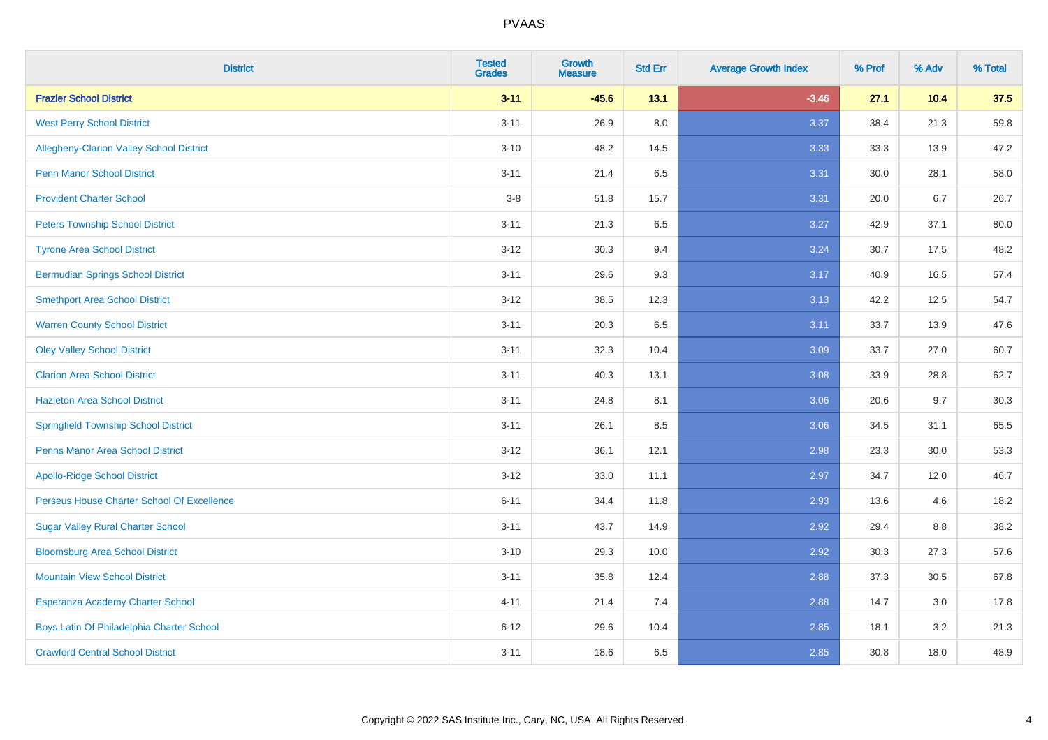| District | Tested Grades | Growth Measure | Std Err | Average Growth Index | % Prof | % Adv | % Total |
|---|---|---|---|---|---|---|---|
| **Frazier School District** | **3-11** | **-45.6** | **13.1** | **-3.46** | **27.1** | **10.4** | **37.5** |
| West Perry School District | 3-11 | 26.9 | 8.0 | 3.37 | 38.4 | 21.3 | 59.8 |
| Allegheny-Clarion Valley School District | 3-10 | 48.2 | 14.5 | 3.33 | 33.3 | 13.9 | 47.2 |
| Penn Manor School District | 3-11 | 21.4 | 6.5 | 3.31 | 30.0 | 28.1 | 58.0 |
| Provident Charter School | 3-8 | 51.8 | 15.7 | 3.31 | 20.0 | 6.7 | 26.7 |
| Peters Township School District | 3-11 | 21.3 | 6.5 | 3.27 | 42.9 | 37.1 | 80.0 |
| Tyrone Area School District | 3-12 | 30.3 | 9.4 | 3.24 | 30.7 | 17.5 | 48.2 |
| Bermudian Springs School District | 3-11 | 29.6 | 9.3 | 3.17 | 40.9 | 16.5 | 57.4 |
| Smethport Area School District | 3-12 | 38.5 | 12.3 | 3.13 | 42.2 | 12.5 | 54.7 |
| Warren County School District | 3-11 | 20.3 | 6.5 | 3.11 | 33.7 | 13.9 | 47.6 |
| Oley Valley School District | 3-11 | 32.3 | 10.4 | 3.09 | 33.7 | 27.0 | 60.7 |
| Clarion Area School District | 3-11 | 40.3 | 13.1 | 3.08 | 33.9 | 28.8 | 62.7 |
| Hazleton Area School District | 3-11 | 24.8 | 8.1 | 3.06 | 20.6 | 9.7 | 30.3 |
| Springfield Township School District | 3-11 | 26.1 | 8.5 | 3.06 | 34.5 | 31.1 | 65.5 |
| Penns Manor Area School District | 3-12 | 36.1 | 12.1 | 2.98 | 23.3 | 30.0 | 53.3 |
| Apollo-Ridge School District | 3-12 | 33.0 | 11.1 | 2.97 | 34.7 | 12.0 | 46.7 |
| Perseus House Charter School Of Excellence | 6-11 | 34.4 | 11.8 | 2.93 | 13.6 | 4.6 | 18.2 |
| Sugar Valley Rural Charter School | 3-11 | 43.7 | 14.9 | 2.92 | 29.4 | 8.8 | 38.2 |
| Bloomsburg Area School District | 3-10 | 29.3 | 10.0 | 2.92 | 30.3 | 27.3 | 57.6 |
| Mountain View School District | 3-11 | 35.8 | 12.4 | 2.88 | 37.3 | 30.5 | 67.8 |
| Esperanza Academy Charter School | 4-11 | 21.4 | 7.4 | 2.88 | 14.7 | 3.0 | 17.8 |
| Boys Latin Of Philadelphia Charter School | 6-12 | 29.6 | 10.4 | 2.85 | 18.1 | 3.2 | 21.3 |
| Crawford Central School District | 3-11 | 18.6 | 6.5 | 2.85 | 30.8 | 18.0 | 48.9 |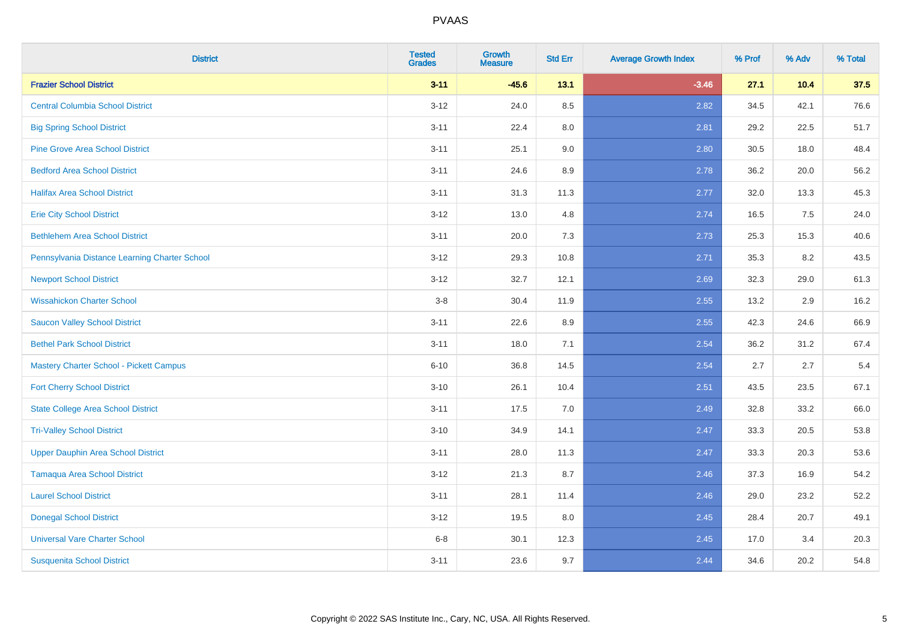# PVAAS

| District | Tested Grades | Growth Measure | Std Err | Average Growth Index | % Prof | % Adv | % Total |
|---|---|---|---|---|---|---|---|
| **Frazier School District** | **3-11** | **-45.6** | **13.1** | **-3.46** | **27.1** | **10.4** | **37.5** |
| Central Columbia School District | 3-12 | 24.0 | 8.5 | 2.82 | 34.5 | 42.1 | 76.6 |
| Big Spring School District | 3-11 | 22.4 | 8.0 | 2.81 | 29.2 | 22.5 | 51.7 |
| Pine Grove Area School District | 3-11 | 25.1 | 9.0 | 2.80 | 30.5 | 18.0 | 48.4 |
| Bedford Area School District | 3-11 | 24.6 | 8.9 | 2.78 | 36.2 | 20.0 | 56.2 |
| Halifax Area School District | 3-11 | 31.3 | 11.3 | 2.77 | 32.0 | 13.3 | 45.3 |
| Erie City School District | 3-12 | 13.0 | 4.8 | 2.74 | 16.5 | 7.5 | 24.0 |
| Bethlehem Area School District | 3-11 | 20.0 | 7.3 | 2.73 | 25.3 | 15.3 | 40.6 |
| Pennsylvania Distance Learning Charter School | 3-12 | 29.3 | 10.8 | 2.71 | 35.3 | 8.2 | 43.5 |
| Newport School District | 3-12 | 32.7 | 12.1 | 2.69 | 32.3 | 29.0 | 61.3 |
| Wissahickon Charter School | 3-8 | 30.4 | 11.9 | 2.55 | 13.2 | 2.9 | 16.2 |
| Saucon Valley School District | 3-11 | 22.6 | 8.9 | 2.55 | 42.3 | 24.6 | 66.9 |
| Bethel Park School District | 3-11 | 18.0 | 7.1 | 2.54 | 36.2 | 31.2 | 67.4 |
| Mastery Charter School - Pickett Campus | 6-10 | 36.8 | 14.5 | 2.54 | 2.7 | 2.7 | 5.4 |
| Fort Cherry School District | 3-10 | 26.1 | 10.4 | 2.51 | 43.5 | 23.5 | 67.1 |
| State College Area School District | 3-11 | 17.5 | 7.0 | 2.49 | 32.8 | 33.2 | 66.0 |
| Tri-Valley School District | 3-10 | 34.9 | 14.1 | 2.47 | 33.3 | 20.5 | 53.8 |
| Upper Dauphin Area School District | 3-11 | 28.0 | 11.3 | 2.47 | 33.3 | 20.3 | 53.6 |
| Tamaqua Area School District | 3-12 | 21.3 | 8.7 | 2.46 | 37.3 | 16.9 | 54.2 |
| Laurel School District | 3-11 | 28.1 | 11.4 | 2.46 | 29.0 | 23.2 | 52.2 |
| Donegal School District | 3-12 | 19.5 | 8.0 | 2.45 | 28.4 | 20.7 | 49.1 |
| Universal Vare Charter School | 6-8 | 30.1 | 12.3 | 2.45 | 17.0 | 3.4 | 20.3 |
| Susquenita School District | 3-11 | 23.6 | 9.7 | 2.44 | 34.6 | 20.2 | 54.8 |

Copyright © 2022 SAS Institute Inc., Cary, NC, USA. All Rights Reserved.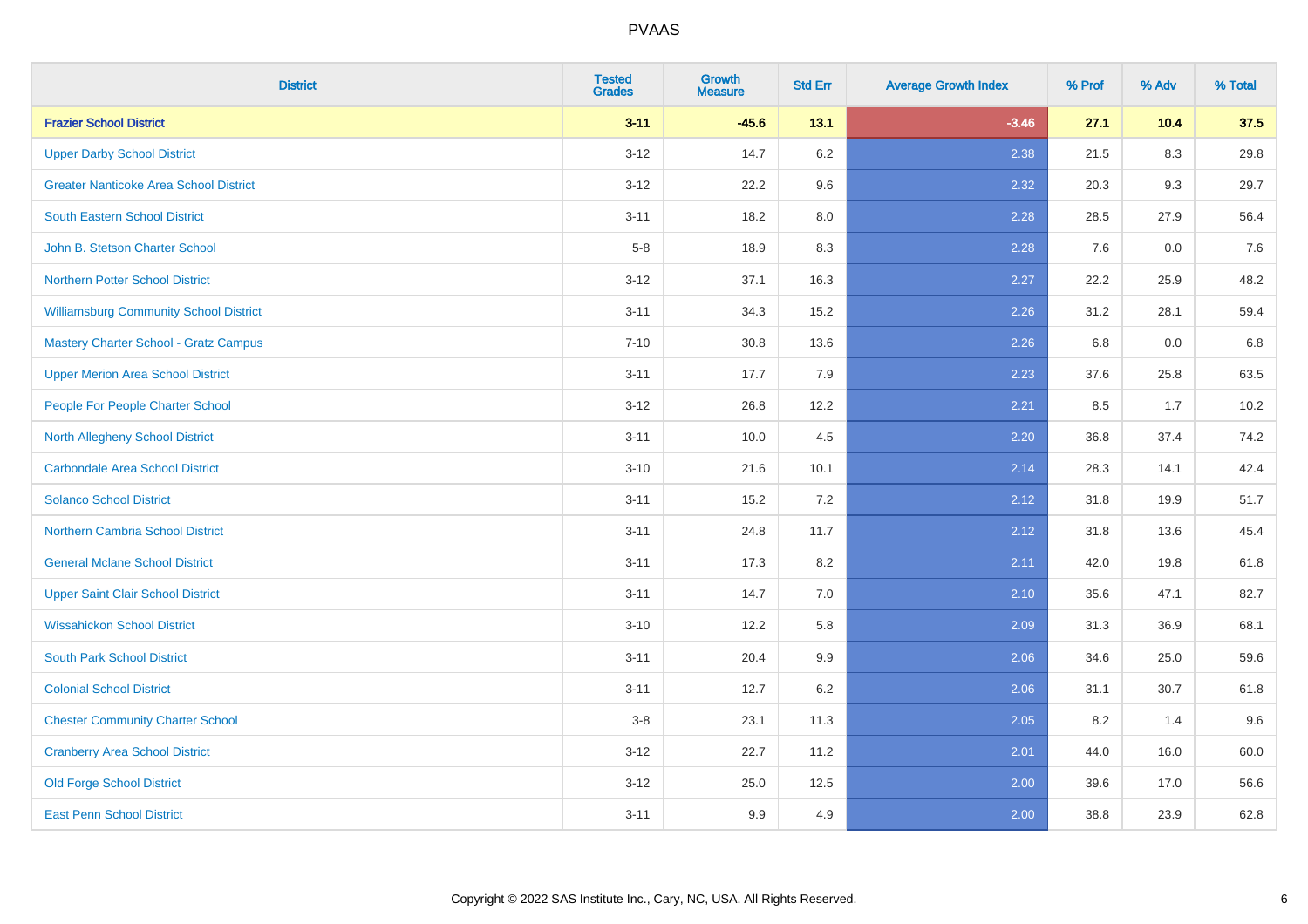| District | Tested Grades | Growth Measure | Std Err | Average Growth Index | % Prof | % Adv | % Total |
|---|---|---|---|---|---|---|---|
| **Frazier School District** | **3-11** | **-45.6** | **13.1** | **-3.46** | **27.1** | **10.4** | **37.5** |
| Upper Darby School District | 3-12 | 14.7 | 6.2 | 2.38 | 21.5 | 8.3 | 29.8 |
| Greater Nanticoke Area School District | 3-12 | 22.2 | 9.6 | 2.32 | 20.3 | 9.3 | 29.7 |
| South Eastern School District | 3-11 | 18.2 | 8.0 | 2.28 | 28.5 | 27.9 | 56.4 |
| John B. Stetson Charter School | 5-8 | 18.9 | 8.3 | 2.28 | 7.6 | 0.0 | 7.6 |
| Northern Potter School District | 3-12 | 37.1 | 16.3 | 2.27 | 22.2 | 25.9 | 48.2 |
| Williamsburg Community School District | 3-11 | 34.3 | 15.2 | 2.26 | 31.2 | 28.1 | 59.4 |
| Mastery Charter School - Gratz Campus | 7-10 | 30.8 | 13.6 | 2.26 | 6.8 | 0.0 | 6.8 |
| Upper Merion Area School District | 3-11 | 17.7 | 7.9 | 2.23 | 37.6 | 25.8 | 63.5 |
| People For People Charter School | 3-12 | 26.8 | 12.2 | 2.21 | 8.5 | 1.7 | 10.2 |
| North Allegheny School District | 3-11 | 10.0 | 4.5 | 2.20 | 36.8 | 37.4 | 74.2 |
| Carbondale Area School District | 3-10 | 21.6 | 10.1 | 2.14 | 28.3 | 14.1 | 42.4 |
| Solanco School District | 3-11 | 15.2 | 7.2 | 2.12 | 31.8 | 19.9 | 51.7 |
| Northern Cambria School District | 3-11 | 24.8 | 11.7 | 2.12 | 31.8 | 13.6 | 45.4 |
| General Mclane School District | 3-11 | 17.3 | 8.2 | 2.11 | 42.0 | 19.8 | 61.8 |
| Upper Saint Clair School District | 3-11 | 14.7 | 7.0 | 2.10 | 35.6 | 47.1 | 82.7 |
| Wissahickon School District | 3-10 | 12.2 | 5.8 | 2.09 | 31.3 | 36.9 | 68.1 |
| South Park School District | 3-11 | 20.4 | 9.9 | 2.06 | 34.6 | 25.0 | 59.6 |
| Colonial School District | 3-11 | 12.7 | 6.2 | 2.06 | 31.1 | 30.7 | 61.8 |
| Chester Community Charter School | 3-8 | 23.1 | 11.3 | 2.05 | 8.2 | 1.4 | 9.6 |
| Cranberry Area School District | 3-12 | 22.7 | 11.2 | 2.01 | 44.0 | 16.0 | 60.0 |
| Old Forge School District | 3-12 | 25.0 | 12.5 | 2.00 | 39.6 | 17.0 | 56.6 |
| East Penn School District | 3-11 | 9.9 | 4.9 | 2.00 | 38.8 | 23.9 | 62.8 |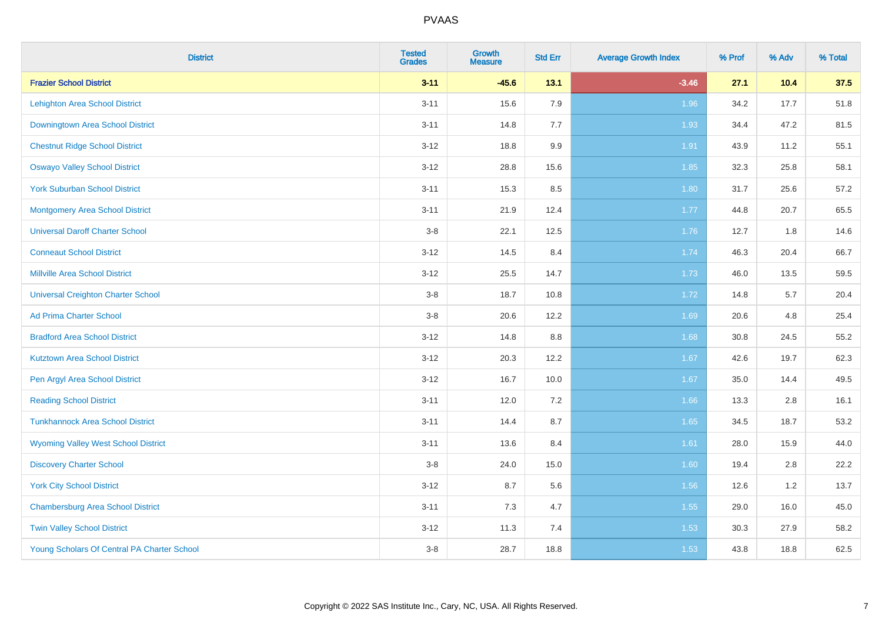PVAAS

| District | Tested Grades | Growth Measure | Std Err | Average Growth Index | % Prof | % Adv | % Total |
|---|---|---|---|---|---|---|---|
| **Frazier School District** | **3-11** | **-45.6** | **13.1** | **-3.46** | **27.1** | **10.4** | **37.5** |
| Lehighton Area School District | 3-11 | 15.6 | 7.9 | 1.96 | 34.2 | 17.7 | 51.8 |
| Downingtown Area School District | 3-11 | 14.8 | 7.7 | 1.93 | 34.4 | 47.2 | 81.5 |
| Chestnut Ridge School District | 3-12 | 18.8 | 9.9 | 1.91 | 43.9 | 11.2 | 55.1 |
| Oswayo Valley School District | 3-12 | 28.8 | 15.6 | 1.85 | 32.3 | 25.8 | 58.1 |
| York Suburban School District | 3-11 | 15.3 | 8.5 | 1.80 | 31.7 | 25.6 | 57.2 |
| Montgomery Area School District | 3-11 | 21.9 | 12.4 | 1.77 | 44.8 | 20.7 | 65.5 |
| Universal Daroff Charter School | 3-8 | 22.1 | 12.5 | 1.76 | 12.7 | 1.8 | 14.6 |
| Conneaut School District | 3-12 | 14.5 | 8.4 | 1.74 | 46.3 | 20.4 | 66.7 |
| Millville Area School District | 3-12 | 25.5 | 14.7 | 1.73 | 46.0 | 13.5 | 59.5 |
| Universal Creighton Charter School | 3-8 | 18.7 | 10.8 | 1.72 | 14.8 | 5.7 | 20.4 |
| Ad Prima Charter School | 3-8 | 20.6 | 12.2 | 1.69 | 20.6 | 4.8 | 25.4 |
| Bradford Area School District | 3-12 | 14.8 | 8.8 | 1.68 | 30.8 | 24.5 | 55.2 |
| Kutztown Area School District | 3-12 | 20.3 | 12.2 | 1.67 | 42.6 | 19.7 | 62.3 |
| Pen Argyl Area School District | 3-12 | 16.7 | 10.0 | 1.67 | 35.0 | 14.4 | 49.5 |
| Reading School District | 3-11 | 12.0 | 7.2 | 1.66 | 13.3 | 2.8 | 16.1 |
| Tunkhannock Area School District | 3-11 | 14.4 | 8.7 | 1.65 | 34.5 | 18.7 | 53.2 |
| Wyoming Valley West School District | 3-11 | 13.6 | 8.4 | 1.61 | 28.0 | 15.9 | 44.0 |
| Discovery Charter School | 3-8 | 24.0 | 15.0 | 1.60 | 19.4 | 2.8 | 22.2 |
| York City School District | 3-12 | 8.7 | 5.6 | 1.56 | 12.6 | 1.2 | 13.7 |
| Chambersburg Area School District | 3-11 | 7.3 | 4.7 | 1.55 | 29.0 | 16.0 | 45.0 |
| Twin Valley School District | 3-12 | 11.3 | 7.4 | 1.53 | 30.3 | 27.9 | 58.2 |
| Young Scholars Of Central PA Charter School | 3-8 | 28.7 | 18.8 | 1.53 | 43.8 | 18.8 | 62.5 |

Copyright © 2022 SAS Institute Inc., Cary, NC, USA. All Rights Reserved.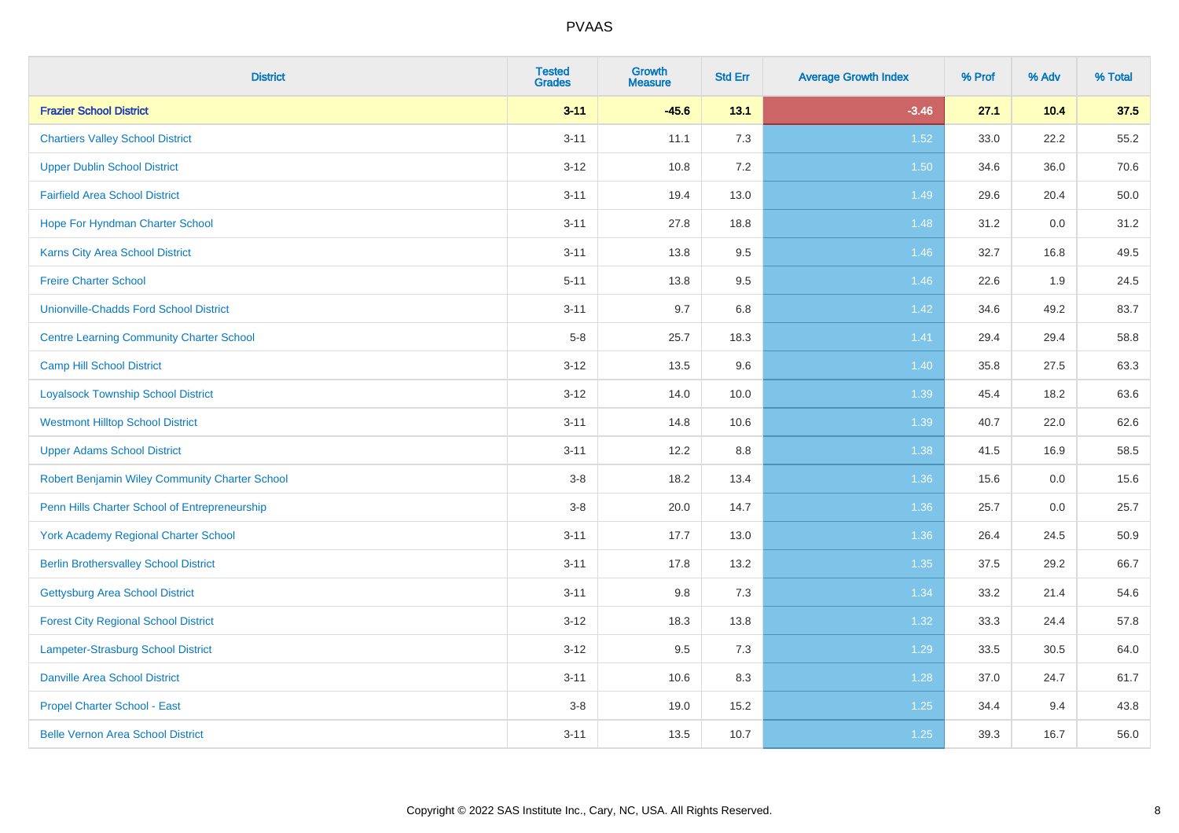# PVAAS

| District | Tested Grades | Growth Measure | Std Err | Average Growth Index | % Prof | % Adv | % Total |
|---|---|---|---|---|---|---|---|
| **Frazier School District** | **3-11** | **-45.6** | **13.1** | **-3.46** | **27.1** | **10.4** | **37.5** |
| Chartiers Valley School District | 3-11 | 11.1 | 7.3 | 1.52 | 33.0 | 22.2 | 55.2 |
| Upper Dublin School District | 3-12 | 10.8 | 7.2 | 1.50 | 34.6 | 36.0 | 70.6 |
| Fairfield Area School District | 3-11 | 19.4 | 13.0 | 1.49 | 29.6 | 20.4 | 50.0 |
| Hope For Hyndman Charter School | 3-11 | 27.8 | 18.8 | 1.48 | 31.2 | 0.0 | 31.2 |
| Karns City Area School District | 3-11 | 13.8 | 9.5 | 1.46 | 32.7 | 16.8 | 49.5 |
| Freire Charter School | 5-11 | 13.8 | 9.5 | 1.46 | 22.6 | 1.9 | 24.5 |
| Unionville-Chadds Ford School District | 3-11 | 9.7 | 6.8 | 1.42 | 34.6 | 49.2 | 83.7 |
| Centre Learning Community Charter School | 5-8 | 25.7 | 18.3 | 1.41 | 29.4 | 29.4 | 58.8 |
| Camp Hill School District | 3-12 | 13.5 | 9.6 | 1.40 | 35.8 | 27.5 | 63.3 |
| Loyalsock Township School District | 3-12 | 14.0 | 10.0 | 1.39 | 45.4 | 18.2 | 63.6 |
| Westmont Hilltop School District | 3-11 | 14.8 | 10.6 | 1.39 | 40.7 | 22.0 | 62.6 |
| Upper Adams School District | 3-11 | 12.2 | 8.8 | 1.38 | 41.5 | 16.9 | 58.5 |
| Robert Benjamin Wiley Community Charter School | 3-8 | 18.2 | 13.4 | 1.36 | 15.6 | 0.0 | 15.6 |
| Penn Hills Charter School of Entrepreneurship | 3-8 | 20.0 | 14.7 | 1.36 | 25.7 | 0.0 | 25.7 |
| York Academy Regional Charter School | 3-11 | 17.7 | 13.0 | 1.36 | 26.4 | 24.5 | 50.9 |
| Berlin Brothersvalley School District | 3-11 | 17.8 | 13.2 | 1.35 | 37.5 | 29.2 | 66.7 |
| Gettysburg Area School District | 3-11 | 9.8 | 7.3 | 1.34 | 33.2 | 21.4 | 54.6 |
| Forest City Regional School District | 3-12 | 18.3 | 13.8 | 1.32 | 33.3 | 24.4 | 57.8 |
| Lampeter-Strasburg School District | 3-12 | 9.5 | 7.3 | 1.29 | 33.5 | 30.5 | 64.0 |
| Danville Area School District | 3-11 | 10.6 | 8.3 | 1.28 | 37.0 | 24.7 | 61.7 |
| Propel Charter School - East | 3-8 | 19.0 | 15.2 | 1.25 | 34.4 | 9.4 | 43.8 |
| Belle Vernon Area School District | 3-11 | 13.5 | 10.7 | 1.25 | 39.3 | 16.7 | 56.0 |

Copyright © 2022 SAS Institute Inc., Cary, NC, USA. All Rights Reserved.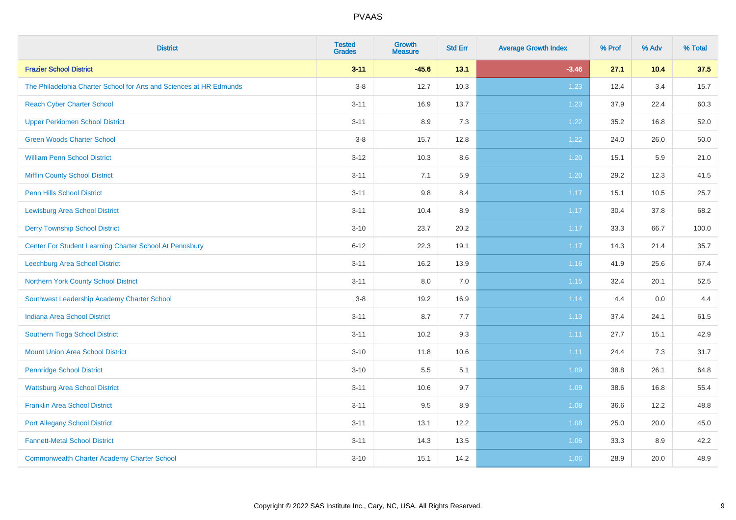# PVAAS

| District | Tested Grades | Growth Measure | Std Err | Average Growth Index | % Prof | % Adv | % Total |
|---|---|---|---|---|---|---|---|
| **Frazier School District** | **3-11** | **-45.6** | **13.1** | **-3.46** | **27.1** | **10.4** | **37.5** |
| The Philadelphia Charter School for Arts and Sciences at HR Edmunds | 3-8 | 12.7 | 10.3 | 1.23 | 12.4 | 3.4 | 15.7 |
| Reach Cyber Charter School | 3-11 | 16.9 | 13.7 | 1.23 | 37.9 | 22.4 | 60.3 |
| Upper Perkiomen School District | 3-11 | 8.9 | 7.3 | 1.22 | 35.2 | 16.8 | 52.0 |
| Green Woods Charter School | 3-8 | 15.7 | 12.8 | 1.22 | 24.0 | 26.0 | 50.0 |
| William Penn School District | 3-12 | 10.3 | 8.6 | 1.20 | 15.1 | 5.9 | 21.0 |
| Mifflin County School District | 3-11 | 7.1 | 5.9 | 1.20 | 29.2 | 12.3 | 41.5 |
| Penn Hills School District | 3-11 | 9.8 | 8.4 | 1.17 | 15.1 | 10.5 | 25.7 |
| Lewisburg Area School District | 3-11 | 10.4 | 8.9 | 1.17 | 30.4 | 37.8 | 68.2 |
| Derry Township School District | 3-10 | 23.7 | 20.2 | 1.17 | 33.3 | 66.7 | 100.0 |
| Center For Student Learning Charter School At Pennsbury | 6-12 | 22.3 | 19.1 | 1.17 | 14.3 | 21.4 | 35.7 |
| Leechburg Area School District | 3-11 | 16.2 | 13.9 | 1.16 | 41.9 | 25.6 | 67.4 |
| Northern York County School District | 3-11 | 8.0 | 7.0 | 1.15 | 32.4 | 20.1 | 52.5 |
| Southwest Leadership Academy Charter School | 3-8 | 19.2 | 16.9 | 1.14 | 4.4 | 0.0 | 4.4 |
| Indiana Area School District | 3-11 | 8.7 | 7.7 | 1.13 | 37.4 | 24.1 | 61.5 |
| Southern Tioga School District | 3-11 | 10.2 | 9.3 | 1.11 | 27.7 | 15.1 | 42.9 |
| Mount Union Area School District | 3-10 | 11.8 | 10.6 | 1.11 | 24.4 | 7.3 | 31.7 |
| Pennridge School District | 3-10 | 5.5 | 5.1 | 1.09 | 38.8 | 26.1 | 64.8 |
| Wattsburg Area School District | 3-11 | 10.6 | 9.7 | 1.09 | 38.6 | 16.8 | 55.4 |
| Franklin Area School District | 3-11 | 9.5 | 8.9 | 1.08 | 36.6 | 12.2 | 48.8 |
| Port Allegany School District | 3-11 | 13.1 | 12.2 | 1.08 | 25.0 | 20.0 | 45.0 |
| Fannett-Metal School District | 3-11 | 14.3 | 13.5 | 1.06 | 33.3 | 8.9 | 42.2 |
| Commonwealth Charter Academy Charter School | 3-10 | 15.1 | 14.2 | 1.06 | 28.9 | 20.0 | 48.9 |

Copyright © 2022 SAS Institute Inc., Cary, NC, USA. All Rights Reserved.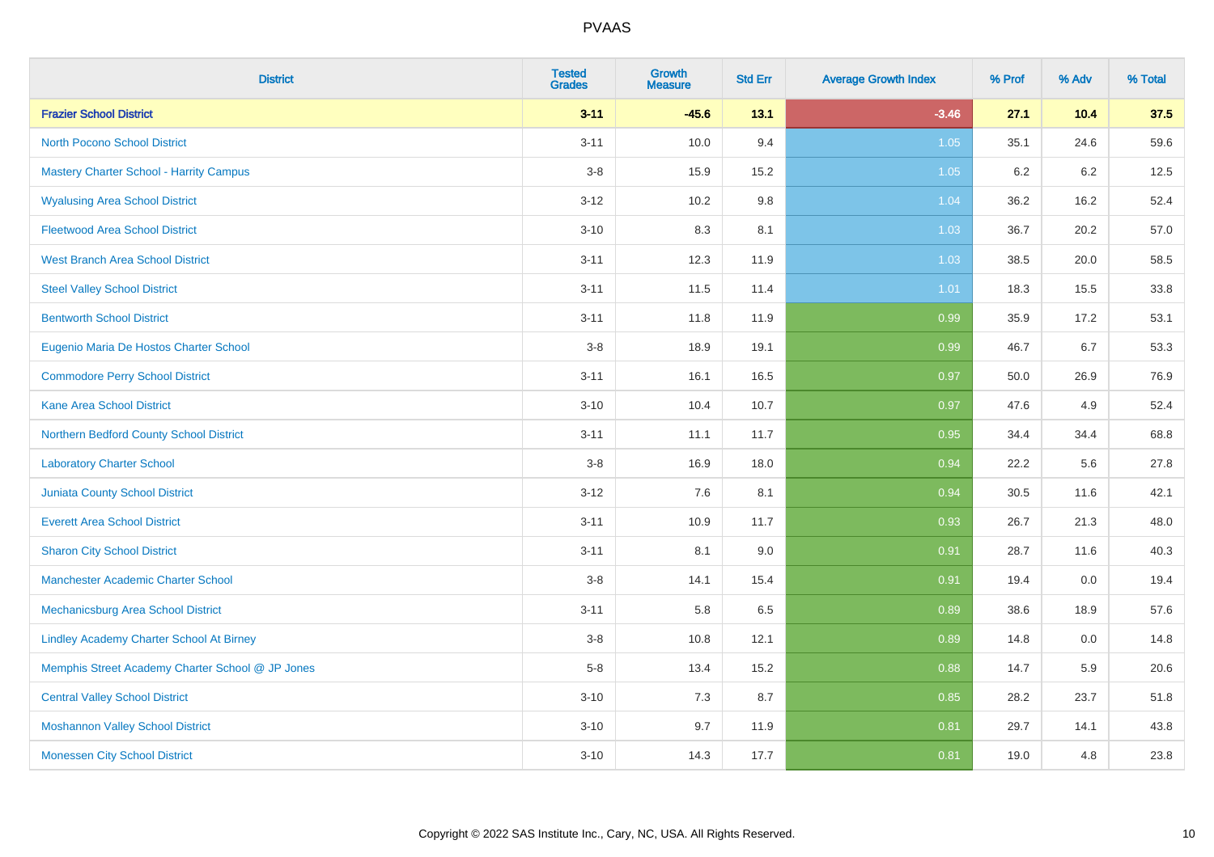# PVAAS

| District | Tested Grades | Growth Measure | Std Err | Average Growth Index | % Prof | % Adv | % Total |
|---|---|---|---|---|---|---|---|
| **Frazier School District** | **3-11** | **-45.6** | **13.1** | **-3.46** | **27.1** | **10.4** | **37.5** |
| North Pocono School District | 3-11 | 10.0 | 9.4 | 1.05 | 35.1 | 24.6 | 59.6 |
| Mastery Charter School - Harrity Campus | 3-8 | 15.9 | 15.2 | 1.05 | 6.2 | 6.2 | 12.5 |
| Wyalusing Area School District | 3-12 | 10.2 | 9.8 | 1.04 | 36.2 | 16.2 | 52.4 |
| Fleetwood Area School District | 3-10 | 8.3 | 8.1 | 1.03 | 36.7 | 20.2 | 57.0 |
| West Branch Area School District | 3-11 | 12.3 | 11.9 | 1.03 | 38.5 | 20.0 | 58.5 |
| Steel Valley School District | 3-11 | 11.5 | 11.4 | 1.01 | 18.3 | 15.5 | 33.8 |
| Bentworth School District | 3-11 | 11.8 | 11.9 | 0.99 | 35.9 | 17.2 | 53.1 |
| Eugenio Maria De Hostos Charter School | 3-8 | 18.9 | 19.1 | 0.99 | 46.7 | 6.7 | 53.3 |
| Commodore Perry School District | 3-11 | 16.1 | 16.5 | 0.97 | 50.0 | 26.9 | 76.9 |
| Kane Area School District | 3-10 | 10.4 | 10.7 | 0.97 | 47.6 | 4.9 | 52.4 |
| Northern Bedford County School District | 3-11 | 11.1 | 11.7 | 0.95 | 34.4 | 34.4 | 68.8 |
| Laboratory Charter School | 3-8 | 16.9 | 18.0 | 0.94 | 22.2 | 5.6 | 27.8 |
| Juniata County School District | 3-12 | 7.6 | 8.1 | 0.94 | 30.5 | 11.6 | 42.1 |
| Everett Area School District | 3-11 | 10.9 | 11.7 | 0.93 | 26.7 | 21.3 | 48.0 |
| Sharon City School District | 3-11 | 8.1 | 9.0 | 0.91 | 28.7 | 11.6 | 40.3 |
| Manchester Academic Charter School | 3-8 | 14.1 | 15.4 | 0.91 | 19.4 | 0.0 | 19.4 |
| Mechanicsburg Area School District | 3-11 | 5.8 | 6.5 | 0.89 | 38.6 | 18.9 | 57.6 |
| Lindley Academy Charter School At Birney | 3-8 | 10.8 | 12.1 | 0.89 | 14.8 | 0.0 | 14.8 |
| Memphis Street Academy Charter School @ JP Jones | 5-8 | 13.4 | 15.2 | 0.88 | 14.7 | 5.9 | 20.6 |
| Central Valley School District | 3-10 | 7.3 | 8.7 | 0.85 | 28.2 | 23.7 | 51.8 |
| Moshannon Valley School District | 3-10 | 9.7 | 11.9 | 0.81 | 29.7 | 14.1 | 43.8 |
| Monessen City School District | 3-10 | 14.3 | 17.7 | 0.81 | 19.0 | 4.8 | 23.8 |

Copyright © 2022 SAS Institute Inc., Cary, NC, USA. All Rights Reserved.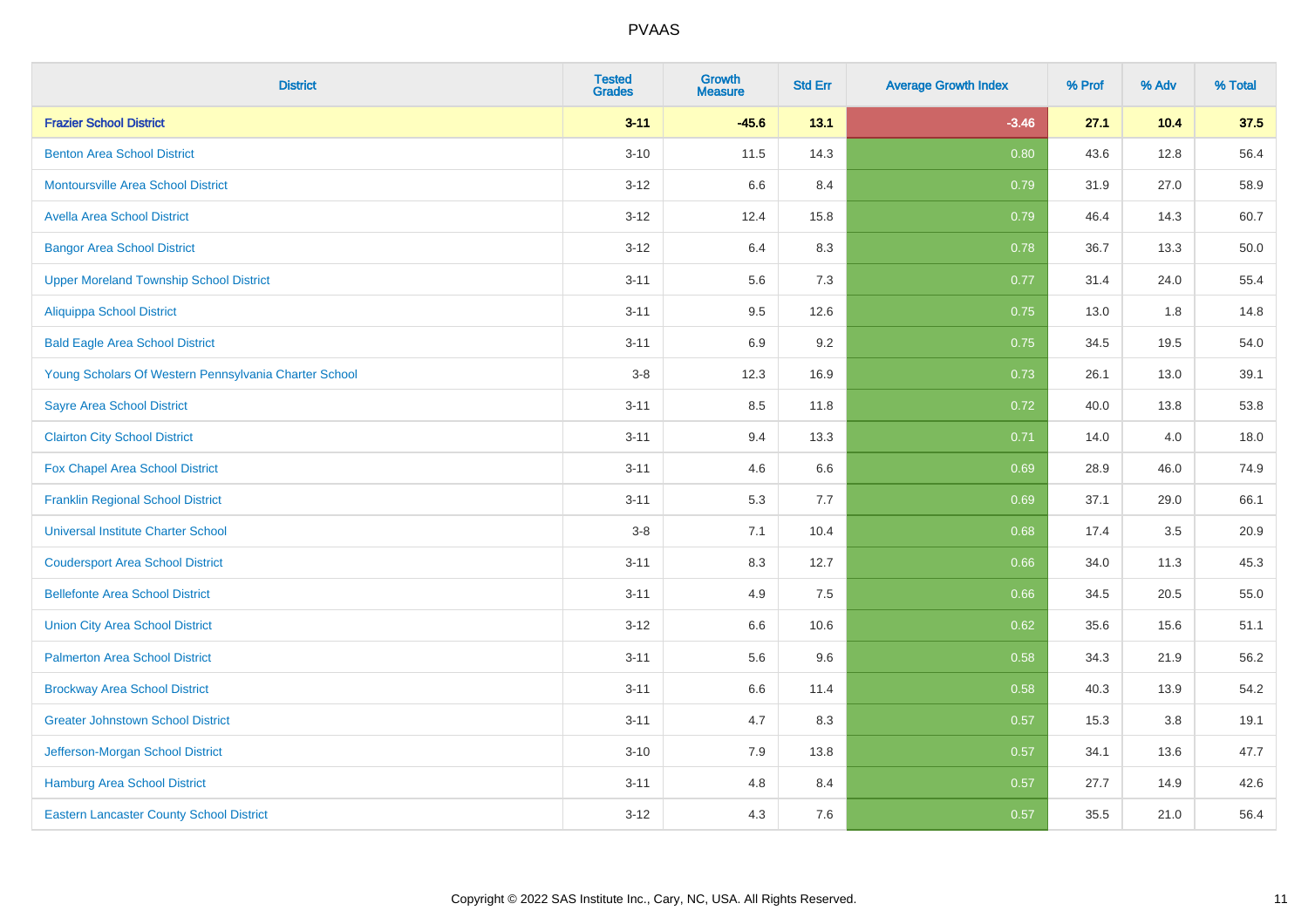# PVAAS

| District | Tested Grades | Growth Measure | Std Err | Average Growth Index | % Prof | % Adv | % Total |
|---|---|---|---|---|---|---|---|
| **Frazier School District** | **3-11** | **-45.6** | **13.1** | **-3.46** | **27.1** | **10.4** | **37.5** |
| Benton Area School District | 3-10 | 11.5 | 14.3 | 0.80 | 43.6 | 12.8 | 56.4 |
| Montoursville Area School District | 3-12 | 6.6 | 8.4 | 0.79 | 31.9 | 27.0 | 58.9 |
| Avella Area School District | 3-12 | 12.4 | 15.8 | 0.79 | 46.4 | 14.3 | 60.7 |
| Bangor Area School District | 3-12 | 6.4 | 8.3 | 0.78 | 36.7 | 13.3 | 50.0 |
| Upper Moreland Township School District | 3-11 | 5.6 | 7.3 | 0.77 | 31.4 | 24.0 | 55.4 |
| Aliquippa School District | 3-11 | 9.5 | 12.6 | 0.75 | 13.0 | 1.8 | 14.8 |
| Bald Eagle Area School District | 3-11 | 6.9 | 9.2 | 0.75 | 34.5 | 19.5 | 54.0 |
| Young Scholars Of Western Pennsylvania Charter School | 3-8 | 12.3 | 16.9 | 0.73 | 26.1 | 13.0 | 39.1 |
| Sayre Area School District | 3-11 | 8.5 | 11.8 | 0.72 | 40.0 | 13.8 | 53.8 |
| Clairton City School District | 3-11 | 9.4 | 13.3 | 0.71 | 14.0 | 4.0 | 18.0 |
| Fox Chapel Area School District | 3-11 | 4.6 | 6.6 | 0.69 | 28.9 | 46.0 | 74.9 |
| Franklin Regional School District | 3-11 | 5.3 | 7.7 | 0.69 | 37.1 | 29.0 | 66.1 |
| Universal Institute Charter School | 3-8 | 7.1 | 10.4 | 0.68 | 17.4 | 3.5 | 20.9 |
| Coudersport Area School District | 3-11 | 8.3 | 12.7 | 0.66 | 34.0 | 11.3 | 45.3 |
| Bellefonte Area School District | 3-11 | 4.9 | 7.5 | 0.66 | 34.5 | 20.5 | 55.0 |
| Union City Area School District | 3-12 | 6.6 | 10.6 | 0.62 | 35.6 | 15.6 | 51.1 |
| Palmerton Area School District | 3-11 | 5.6 | 9.6 | 0.58 | 34.3 | 21.9 | 56.2 |
| Brockway Area School District | 3-11 | 6.6 | 11.4 | 0.58 | 40.3 | 13.9 | 54.2 |
| Greater Johnstown School District | 3-11 | 4.7 | 8.3 | 0.57 | 15.3 | 3.8 | 19.1 |
| Jefferson-Morgan School District | 3-10 | 7.9 | 13.8 | 0.57 | 34.1 | 13.6 | 47.7 |
| Hamburg Area School District | 3-11 | 4.8 | 8.4 | 0.57 | 27.7 | 14.9 | 42.6 |
| Eastern Lancaster County School District | 3-12 | 4.3 | 7.6 | 0.57 | 35.5 | 21.0 | 56.4 |

Copyright © 2022 SAS Institute Inc., Cary, NC, USA. All Rights Reserved.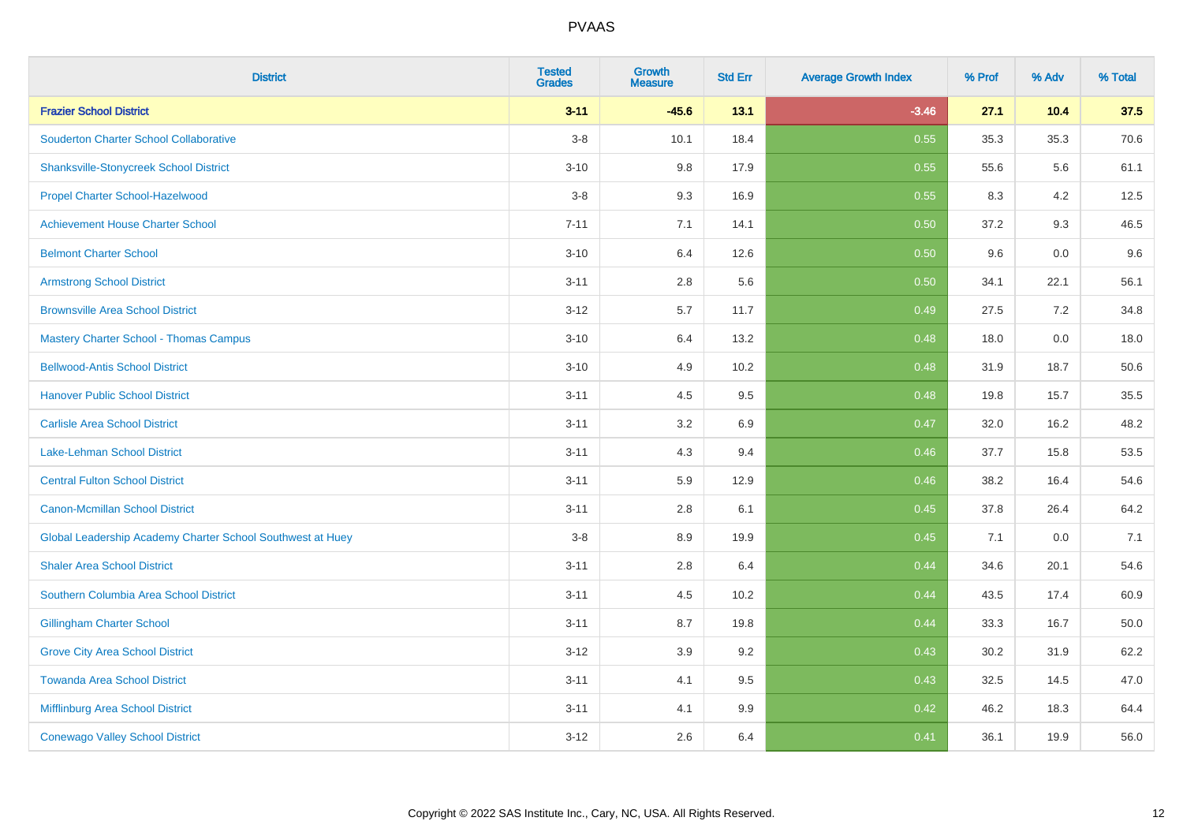# PVAAS

| District | Tested Grades | Growth Measure | Std Err | Average Growth Index | % Prof | % Adv | % Total |
|---|---|---|---|---|---|---|---|
| **Frazier School District** | **3-11** | **-45.6** | **13.1** | **-3.46** | **27.1** | **10.4** | **37.5** |
| Souderton Charter School Collaborative | 3-8 | 10.1 | 18.4 | 0.55 | 35.3 | 35.3 | 70.6 |
| Shanksville-Stonycreek School District | 3-10 | 9.8 | 17.9 | 0.55 | 55.6 | 5.6 | 61.1 |
| Propel Charter School-Hazelwood | 3-8 | 9.3 | 16.9 | 0.55 | 8.3 | 4.2 | 12.5 |
| Achievement House Charter School | 7-11 | 7.1 | 14.1 | 0.50 | 37.2 | 9.3 | 46.5 |
| Belmont Charter School | 3-10 | 6.4 | 12.6 | 0.50 | 9.6 | 0.0 | 9.6 |
| Armstrong School District | 3-11 | 2.8 | 5.6 | 0.50 | 34.1 | 22.1 | 56.1 |
| Brownsville Area School District | 3-12 | 5.7 | 11.7 | 0.49 | 27.5 | 7.2 | 34.8 |
| Mastery Charter School - Thomas Campus | 3-10 | 6.4 | 13.2 | 0.48 | 18.0 | 0.0 | 18.0 |
| Bellwood-Antis School District | 3-10 | 4.9 | 10.2 | 0.48 | 31.9 | 18.7 | 50.6 |
| Hanover Public School District | 3-11 | 4.5 | 9.5 | 0.48 | 19.8 | 15.7 | 35.5 |
| Carlisle Area School District | 3-11 | 3.2 | 6.9 | 0.47 | 32.0 | 16.2 | 48.2 |
| Lake-Lehman School District | 3-11 | 4.3 | 9.4 | 0.46 | 37.7 | 15.8 | 53.5 |
| Central Fulton School District | 3-11 | 5.9 | 12.9 | 0.46 | 38.2 | 16.4 | 54.6 |
| Canon-Mcmillan School District | 3-11 | 2.8 | 6.1 | 0.45 | 37.8 | 26.4 | 64.2 |
| Global Leadership Academy Charter School Southwest at Huey | 3-8 | 8.9 | 19.9 | 0.45 | 7.1 | 0.0 | 7.1 |
| Shaler Area School District | 3-11 | 2.8 | 6.4 | 0.44 | 34.6 | 20.1 | 54.6 |
| Southern Columbia Area School District | 3-11 | 4.5 | 10.2 | 0.44 | 43.5 | 17.4 | 60.9 |
| Gillingham Charter School | 3-11 | 8.7 | 19.8 | 0.44 | 33.3 | 16.7 | 50.0 |
| Grove City Area School District | 3-12 | 3.9 | 9.2 | 0.43 | 30.2 | 31.9 | 62.2 |
| Towanda Area School District | 3-11 | 4.1 | 9.5 | 0.43 | 32.5 | 14.5 | 47.0 |
| Mifflinburg Area School District | 3-11 | 4.1 | 9.9 | 0.42 | 46.2 | 18.3 | 64.4 |
| Conewago Valley School District | 3-12 | 2.6 | 6.4 | 0.41 | 36.1 | 19.9 | 56.0 |

Copyright © 2022 SAS Institute Inc., Cary, NC, USA. All Rights Reserved.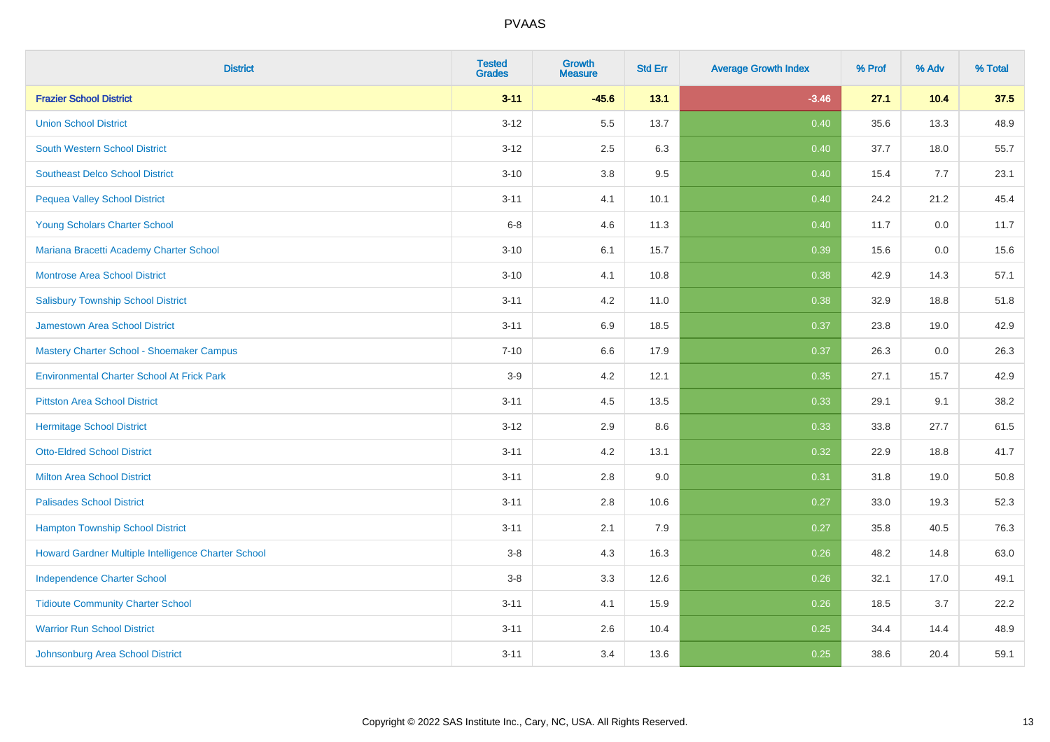# PVAAS

| District | Tested Grades | Growth Measure | Std Err | Average Growth Index | % Prof | % Adv | % Total |
|---|---|---|---|---|---|---|---|
| **Frazier School District** | **3-11** | **-45.6** | **13.1** | **-3.46** | **27.1** | **10.4** | **37.5** |
| Union School District | 3-12 | 5.5 | 13.7 | 0.40 | 35.6 | 13.3 | 48.9 |
| South Western School District | 3-12 | 2.5 | 6.3 | 0.40 | 37.7 | 18.0 | 55.7 |
| Southeast Delco School District | 3-10 | 3.8 | 9.5 | 0.40 | 15.4 | 7.7 | 23.1 |
| Pequea Valley School District | 3-11 | 4.1 | 10.1 | 0.40 | 24.2 | 21.2 | 45.4 |
| Young Scholars Charter School | 6-8 | 4.6 | 11.3 | 0.40 | 11.7 | 0.0 | 11.7 |
| Mariana Bracetti Academy Charter School | 3-10 | 6.1 | 15.7 | 0.39 | 15.6 | 0.0 | 15.6 |
| Montrose Area School District | 3-10 | 4.1 | 10.8 | 0.38 | 42.9 | 14.3 | 57.1 |
| Salisbury Township School District | 3-11 | 4.2 | 11.0 | 0.38 | 32.9 | 18.8 | 51.8 |
| Jamestown Area School District | 3-11 | 6.9 | 18.5 | 0.37 | 23.8 | 19.0 | 42.9 |
| Mastery Charter School - Shoemaker Campus | 7-10 | 6.6 | 17.9 | 0.37 | 26.3 | 0.0 | 26.3 |
| Environmental Charter School At Frick Park | 3-9 | 4.2 | 12.1 | 0.35 | 27.1 | 15.7 | 42.9 |
| Pittston Area School District | 3-11 | 4.5 | 13.5 | 0.33 | 29.1 | 9.1 | 38.2 |
| Hermitage School District | 3-12 | 2.9 | 8.6 | 0.33 | 33.8 | 27.7 | 61.5 |
| Otto-Eldred School District | 3-11 | 4.2 | 13.1 | 0.32 | 22.9 | 18.8 | 41.7 |
| Milton Area School District | 3-11 | 2.8 | 9.0 | 0.31 | 31.8 | 19.0 | 50.8 |
| Palisades School District | 3-11 | 2.8 | 10.6 | 0.27 | 33.0 | 19.3 | 52.3 |
| Hampton Township School District | 3-11 | 2.1 | 7.9 | 0.27 | 35.8 | 40.5 | 76.3 |
| Howard Gardner Multiple Intelligence Charter School | 3-8 | 4.3 | 16.3 | 0.26 | 48.2 | 14.8 | 63.0 |
| Independence Charter School | 3-8 | 3.3 | 12.6 | 0.26 | 32.1 | 17.0 | 49.1 |
| Tidioute Community Charter School | 3-11 | 4.1 | 15.9 | 0.26 | 18.5 | 3.7 | 22.2 |
| Warrior Run School District | 3-11 | 2.6 | 10.4 | 0.25 | 34.4 | 14.4 | 48.9 |
| Johnsonburg Area School District | 3-11 | 3.4 | 13.6 | 0.25 | 38.6 | 20.4 | 59.1 |

Copyright © 2022 SAS Institute Inc., Cary, NC, USA. All Rights Reserved.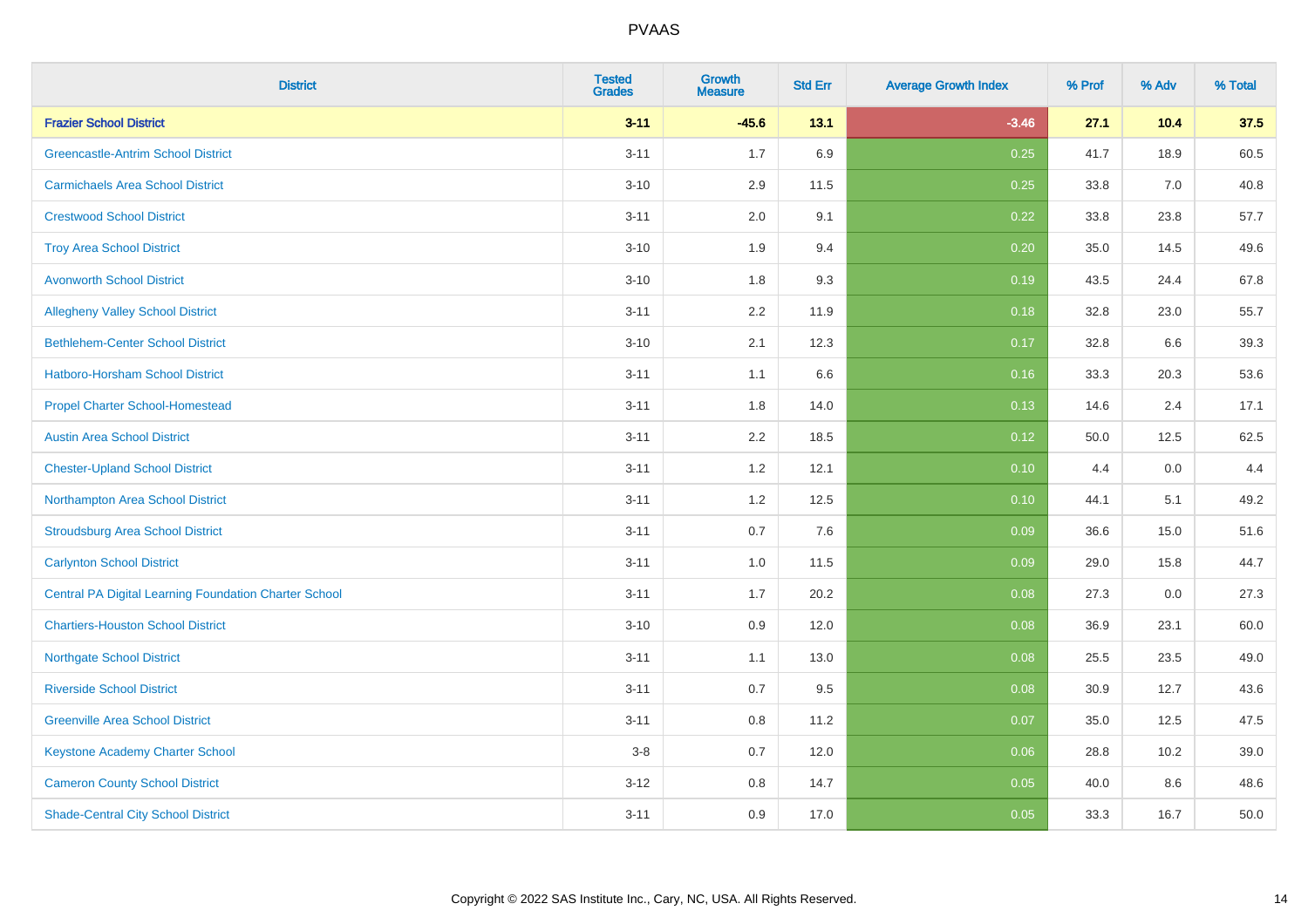# PVAAS

| District | Tested Grades | Growth Measure | Std Err | Average Growth Index | % Prof | % Adv | % Total |
|---|---|---|---|---|---|---|---|
| **Frazier School District** | **3-11** | **-45.6** | **13.1** | **-3.46** | **27.1** | **10.4** | **37.5** |
| Greencastle-Antrim School District | 3-11 | 1.7 | 6.9 | 0.25 | 41.7 | 18.9 | 60.5 |
| Carmichaels Area School District | 3-10 | 2.9 | 11.5 | 0.25 | 33.8 | 7.0 | 40.8 |
| Crestwood School District | 3-11 | 2.0 | 9.1 | 0.22 | 33.8 | 23.8 | 57.7 |
| Troy Area School District | 3-10 | 1.9 | 9.4 | 0.20 | 35.0 | 14.5 | 49.6 |
| Avonworth School District | 3-10 | 1.8 | 9.3 | 0.19 | 43.5 | 24.4 | 67.8 |
| Allegheny Valley School District | 3-11 | 2.2 | 11.9 | 0.18 | 32.8 | 23.0 | 55.7 |
| Bethlehem-Center School District | 3-10 | 2.1 | 12.3 | 0.17 | 32.8 | 6.6 | 39.3 |
| Hatboro-Horsham School District | 3-11 | 1.1 | 6.6 | 0.16 | 33.3 | 20.3 | 53.6 |
| Propel Charter School-Homestead | 3-11 | 1.8 | 14.0 | 0.13 | 14.6 | 2.4 | 17.1 |
| Austin Area School District | 3-11 | 2.2 | 18.5 | 0.12 | 50.0 | 12.5 | 62.5 |
| Chester-Upland School District | 3-11 | 1.2 | 12.1 | 0.10 | 4.4 | 0.0 | 4.4 |
| Northampton Area School District | 3-11 | 1.2 | 12.5 | 0.10 | 44.1 | 5.1 | 49.2 |
| Stroudsburg Area School District | 3-11 | 0.7 | 7.6 | 0.09 | 36.6 | 15.0 | 51.6 |
| Carlynton School District | 3-11 | 1.0 | 11.5 | 0.09 | 29.0 | 15.8 | 44.7 |
| Central PA Digital Learning Foundation Charter School | 3-11 | 1.7 | 20.2 | 0.08 | 27.3 | 0.0 | 27.3 |
| Chartiers-Houston School District | 3-10 | 0.9 | 12.0 | 0.08 | 36.9 | 23.1 | 60.0 |
| Northgate School District | 3-11 | 1.1 | 13.0 | 0.08 | 25.5 | 23.5 | 49.0 |
| Riverside School District | 3-11 | 0.7 | 9.5 | 0.08 | 30.9 | 12.7 | 43.6 |
| Greenville Area School District | 3-11 | 0.8 | 11.2 | 0.07 | 35.0 | 12.5 | 47.5 |
| Keystone Academy Charter School | 3-8 | 0.7 | 12.0 | 0.06 | 28.8 | 10.2 | 39.0 |
| Cameron County School District | 3-12 | 0.8 | 14.7 | 0.05 | 40.0 | 8.6 | 48.6 |
| Shade-Central City School District | 3-11 | 0.9 | 17.0 | 0.05 | 33.3 | 16.7 | 50.0 |

Copyright © 2022 SAS Institute Inc., Cary, NC, USA. All Rights Reserved.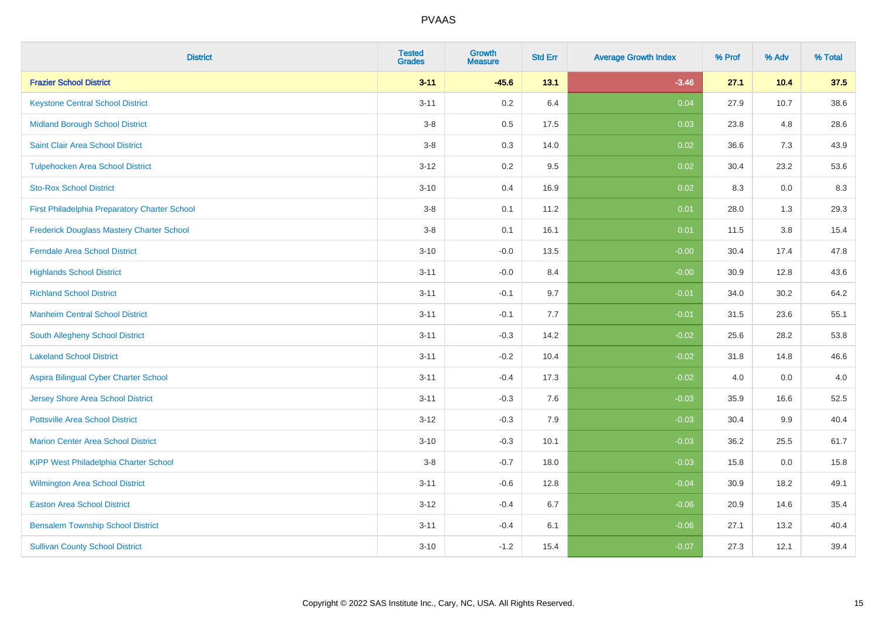# PVAAS

| District | Tested Grades | Growth Measure | Std Err | Average Growth Index | % Prof | % Adv | % Total |
|---|---|---|---|---|---|---|---|
| **Frazier School District** | **3-11** | **-45.6** | **13.1** | **-3.46** | **27.1** | **10.4** | **37.5** |
| Keystone Central School District | 3-11 | 0.2 | 6.4 | 0.04 | 27.9 | 10.7 | 38.6 |
| Midland Borough School District | 3-8 | 0.5 | 17.5 | 0.03 | 23.8 | 4.8 | 28.6 |
| Saint Clair Area School District | 3-8 | 0.3 | 14.0 | 0.02 | 36.6 | 7.3 | 43.9 |
| Tulpehocken Area School District | 3-12 | 0.2 | 9.5 | 0.02 | 30.4 | 23.2 | 53.6 |
| Sto-Rox School District | 3-10 | 0.4 | 16.9 | 0.02 | 8.3 | 0.0 | 8.3 |
| First Philadelphia Preparatory Charter School | 3-8 | 0.1 | 11.2 | 0.01 | 28.0 | 1.3 | 29.3 |
| Frederick Douglass Mastery Charter School | 3-8 | 0.1 | 16.1 | 0.01 | 11.5 | 3.8 | 15.4 |
| Ferndale Area School District | 3-10 | -0.0 | 13.5 | -0.00 | 30.4 | 17.4 | 47.8 |
| Highlands School District | 3-11 | -0.0 | 8.4 | -0.00 | 30.9 | 12.8 | 43.6 |
| Richland School District | 3-11 | -0.1 | 9.7 | -0.01 | 34.0 | 30.2 | 64.2 |
| Manheim Central School District | 3-11 | -0.1 | 7.7 | -0.01 | 31.5 | 23.6 | 55.1 |
| South Allegheny School District | 3-11 | -0.3 | 14.2 | -0.02 | 25.6 | 28.2 | 53.8 |
| Lakeland School District | 3-11 | -0.2 | 10.4 | -0.02 | 31.8 | 14.8 | 46.6 |
| Aspira Bilingual Cyber Charter School | 3-11 | -0.4 | 17.3 | -0.02 | 4.0 | 0.0 | 4.0 |
| Jersey Shore Area School District | 3-11 | -0.3 | 7.6 | -0.03 | 35.9 | 16.6 | 52.5 |
| Pottsville Area School District | 3-12 | -0.3 | 7.9 | -0.03 | 30.4 | 9.9 | 40.4 |
| Marion Center Area School District | 3-10 | -0.3 | 10.1 | -0.03 | 36.2 | 25.5 | 61.7 |
| KIPP West Philadelphia Charter School | 3-8 | -0.7 | 18.0 | -0.03 | 15.8 | 0.0 | 15.8 |
| Wilmington Area School District | 3-11 | -0.6 | 12.8 | -0.04 | 30.9 | 18.2 | 49.1 |
| Easton Area School District | 3-12 | -0.4 | 6.7 | -0.06 | 20.9 | 14.6 | 35.4 |
| Bensalem Township School District | 3-11 | -0.4 | 6.1 | -0.06 | 27.1 | 13.2 | 40.4 |
| Sullivan County School District | 3-10 | -1.2 | 15.4 | -0.07 | 27.3 | 12.1 | 39.4 |

Copyright © 2022 SAS Institute Inc., Cary, NC, USA. All Rights Reserved.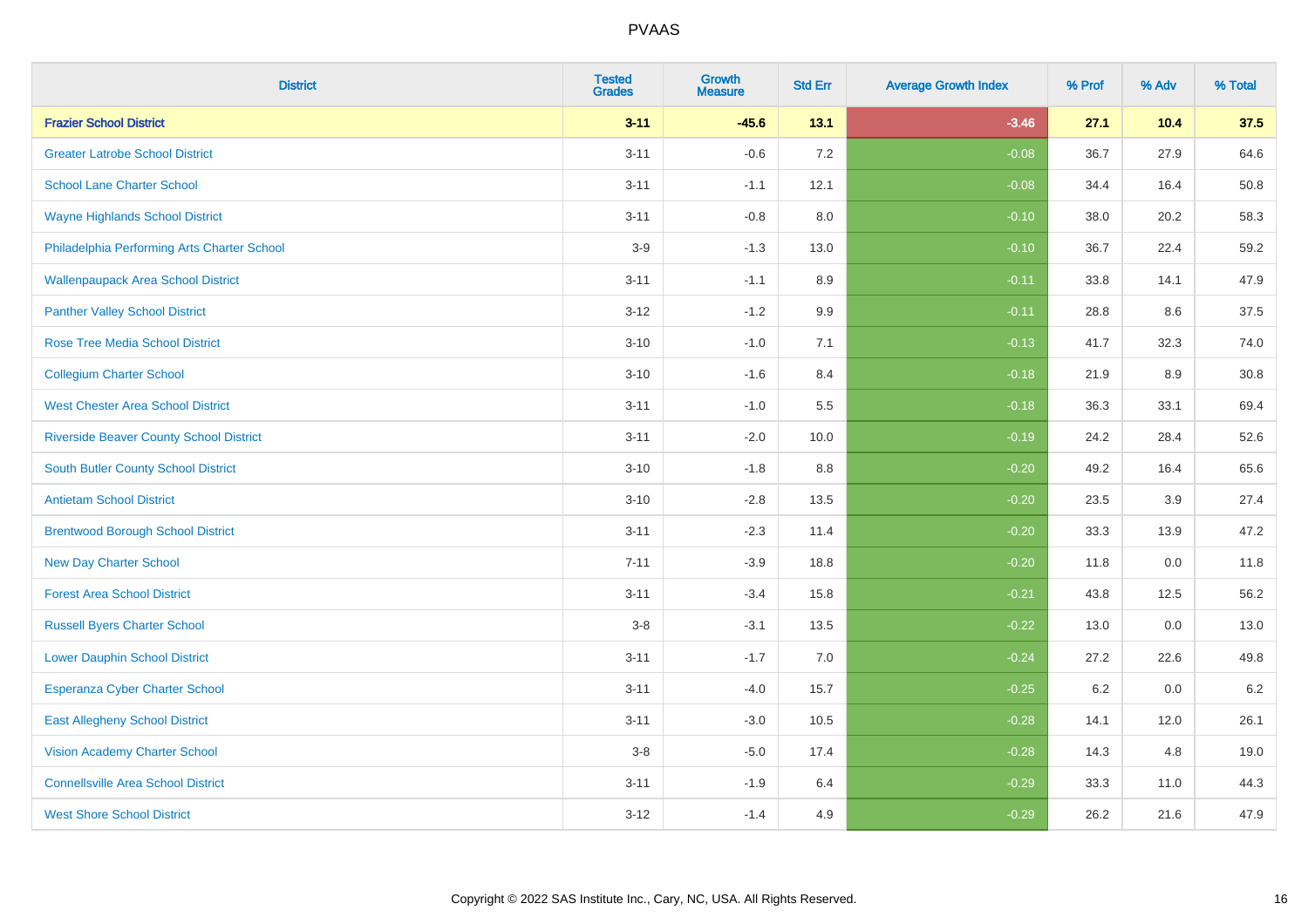| District | Tested Grades | Growth Measure | Std Err | Average Growth Index | % Prof | % Adv | % Total |
|---|---|---|---|---|---|---|---|
| **Frazier School District** | **3-11** | **-45.6** | **13.1** | **-3.46** | **27.1** | **10.4** | **37.5** |
| Greater Latrobe School District | 3-11 | -0.6 | 7.2 | -0.08 | 36.7 | 27.9 | 64.6 |
| School Lane Charter School | 3-11 | -1.1 | 12.1 | -0.08 | 34.4 | 16.4 | 50.8 |
| Wayne Highlands School District | 3-11 | -0.8 | 8.0 | -0.10 | 38.0 | 20.2 | 58.3 |
| Philadelphia Performing Arts Charter School | 3-9 | -1.3 | 13.0 | -0.10 | 36.7 | 22.4 | 59.2 |
| Wallenpaupack Area School District | 3-11 | -1.1 | 8.9 | -0.11 | 33.8 | 14.1 | 47.9 |
| Panther Valley School District | 3-12 | -1.2 | 9.9 | -0.11 | 28.8 | 8.6 | 37.5 |
| Rose Tree Media School District | 3-10 | -1.0 | 7.1 | -0.13 | 41.7 | 32.3 | 74.0 |
| Collegium Charter School | 3-10 | -1.6 | 8.4 | -0.18 | 21.9 | 8.9 | 30.8 |
| West Chester Area School District | 3-11 | -1.0 | 5.5 | -0.18 | 36.3 | 33.1 | 69.4 |
| Riverside Beaver County School District | 3-11 | -2.0 | 10.0 | -0.19 | 24.2 | 28.4 | 52.6 |
| South Butler County School District | 3-10 | -1.8 | 8.8 | -0.20 | 49.2 | 16.4 | 65.6 |
| Antietam School District | 3-10 | -2.8 | 13.5 | -0.20 | 23.5 | 3.9 | 27.4 |
| Brentwood Borough School District | 3-11 | -2.3 | 11.4 | -0.20 | 33.3 | 13.9 | 47.2 |
| New Day Charter School | 7-11 | -3.9 | 18.8 | -0.20 | 11.8 | 0.0 | 11.8 |
| Forest Area School District | 3-11 | -3.4 | 15.8 | -0.21 | 43.8 | 12.5 | 56.2 |
| Russell Byers Charter School | 3-8 | -3.1 | 13.5 | -0.22 | 13.0 | 0.0 | 13.0 |
| Lower Dauphin School District | 3-11 | -1.7 | 7.0 | -0.24 | 27.2 | 22.6 | 49.8 |
| Esperanza Cyber Charter School | 3-11 | -4.0 | 15.7 | -0.25 | 6.2 | 0.0 | 6.2 |
| East Allegheny School District | 3-11 | -3.0 | 10.5 | -0.28 | 14.1 | 12.0 | 26.1 |
| Vision Academy Charter School | 3-8 | -5.0 | 17.4 | -0.28 | 14.3 | 4.8 | 19.0 |
| Connellsville Area School District | 3-11 | -1.9 | 6.4 | -0.29 | 33.3 | 11.0 | 44.3 |
| West Shore School District | 3-12 | -1.4 | 4.9 | -0.29 | 26.2 | 21.6 | 47.9 |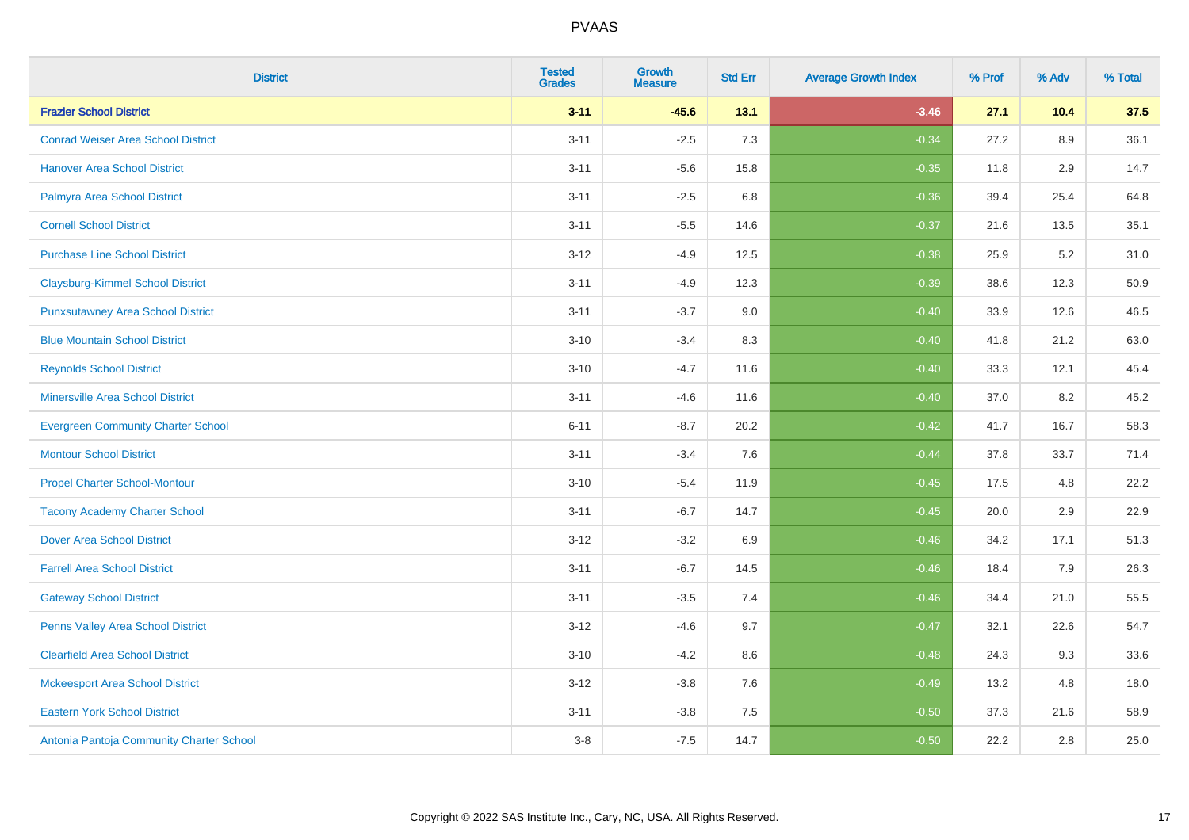# PVAAS

| District | Tested Grades | Growth Measure | Std Err | Average Growth Index | % Prof | % Adv | % Total |
|---|---|---|---|---|---|---|---|
| **Frazier School District** | **3-11** | **-45.6** | **13.1** | **-3.46** | **27.1** | **10.4** | **37.5** |
| Conrad Weiser Area School District | 3-11 | -2.5 | 7.3 | -0.34 | 27.2 | 8.9 | 36.1 |
| Hanover Area School District | 3-11 | -5.6 | 15.8 | -0.35 | 11.8 | 2.9 | 14.7 |
| Palmyra Area School District | 3-11 | -2.5 | 6.8 | -0.36 | 39.4 | 25.4 | 64.8 |
| Cornell School District | 3-11 | -5.5 | 14.6 | -0.37 | 21.6 | 13.5 | 35.1 |
| Purchase Line School District | 3-12 | -4.9 | 12.5 | -0.38 | 25.9 | 5.2 | 31.0 |
| Claysburg-Kimmel School District | 3-11 | -4.9 | 12.3 | -0.39 | 38.6 | 12.3 | 50.9 |
| Punxsutawney Area School District | 3-11 | -3.7 | 9.0 | -0.40 | 33.9 | 12.6 | 46.5 |
| Blue Mountain School District | 3-10 | -3.4 | 8.3 | -0.40 | 41.8 | 21.2 | 63.0 |
| Reynolds School District | 3-10 | -4.7 | 11.6 | -0.40 | 33.3 | 12.1 | 45.4 |
| Minersville Area School District | 3-11 | -4.6 | 11.6 | -0.40 | 37.0 | 8.2 | 45.2 |
| Evergreen Community Charter School | 6-11 | -8.7 | 20.2 | -0.42 | 41.7 | 16.7 | 58.3 |
| Montour School District | 3-11 | -3.4 | 7.6 | -0.44 | 37.8 | 33.7 | 71.4 |
| Propel Charter School-Montour | 3-10 | -5.4 | 11.9 | -0.45 | 17.5 | 4.8 | 22.2 |
| Tacony Academy Charter School | 3-11 | -6.7 | 14.7 | -0.45 | 20.0 | 2.9 | 22.9 |
| Dover Area School District | 3-12 | -3.2 | 6.9 | -0.46 | 34.2 | 17.1 | 51.3 |
| Farrell Area School District | 3-11 | -6.7 | 14.5 | -0.46 | 18.4 | 7.9 | 26.3 |
| Gateway School District | 3-11 | -3.5 | 7.4 | -0.46 | 34.4 | 21.0 | 55.5 |
| Penns Valley Area School District | 3-12 | -4.6 | 9.7 | -0.47 | 32.1 | 22.6 | 54.7 |
| Clearfield Area School District | 3-10 | -4.2 | 8.6 | -0.48 | 24.3 | 9.3 | 33.6 |
| Mckeesport Area School District | 3-12 | -3.8 | 7.6 | -0.49 | 13.2 | 4.8 | 18.0 |
| Eastern York School District | 3-11 | -3.8 | 7.5 | -0.50 | 37.3 | 21.6 | 58.9 |
| Antonia Pantoja Community Charter School | 3-8 | -7.5 | 14.7 | -0.50 | 22.2 | 2.8 | 25.0 |

Copyright © 2022 SAS Institute Inc., Cary, NC, USA. All Rights Reserved.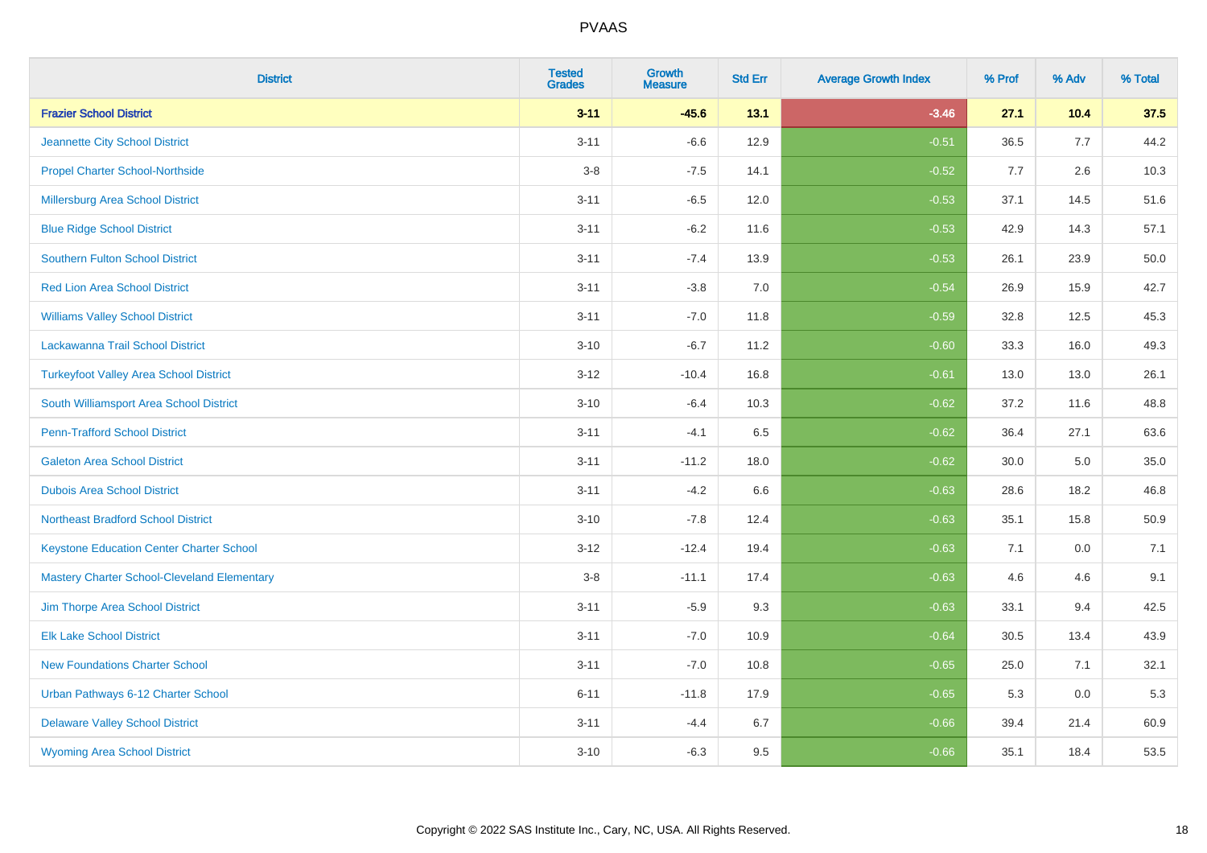# PVAAS

| District | Tested Grades | Growth Measure | Std Err | Average Growth Index | % Prof | % Adv | % Total |
|---|---|---|---|---|---|---|---|
| **Frazier School District** | **3-11** | **-45.6** | **13.1** | **-3.46** | **27.1** | **10.4** | **37.5** |
| Jeannette City School District | 3-11 | -6.6 | 12.9 | -0.51 | 36.5 | 7.7 | 44.2 |
| Propel Charter School-Northside | 3-8 | -7.5 | 14.1 | -0.52 | 7.7 | 2.6 | 10.3 |
| Millersburg Area School District | 3-11 | -6.5 | 12.0 | -0.53 | 37.1 | 14.5 | 51.6 |
| Blue Ridge School District | 3-11 | -6.2 | 11.6 | -0.53 | 42.9 | 14.3 | 57.1 |
| Southern Fulton School District | 3-11 | -7.4 | 13.9 | -0.53 | 26.1 | 23.9 | 50.0 |
| Red Lion Area School District | 3-11 | -3.8 | 7.0 | -0.54 | 26.9 | 15.9 | 42.7 |
| Williams Valley School District | 3-11 | -7.0 | 11.8 | -0.59 | 32.8 | 12.5 | 45.3 |
| Lackawanna Trail School District | 3-10 | -6.7 | 11.2 | -0.60 | 33.3 | 16.0 | 49.3 |
| Turkeyfoot Valley Area School District | 3-12 | -10.4 | 16.8 | -0.61 | 13.0 | 13.0 | 26.1 |
| South Williamsport Area School District | 3-10 | -6.4 | 10.3 | -0.62 | 37.2 | 11.6 | 48.8 |
| Penn-Trafford School District | 3-11 | -4.1 | 6.5 | -0.62 | 36.4 | 27.1 | 63.6 |
| Galeton Area School District | 3-11 | -11.2 | 18.0 | -0.62 | 30.0 | 5.0 | 35.0 |
| Dubois Area School District | 3-11 | -4.2 | 6.6 | -0.63 | 28.6 | 18.2 | 46.8 |
| Northeast Bradford School District | 3-10 | -7.8 | 12.4 | -0.63 | 35.1 | 15.8 | 50.9 |
| Keystone Education Center Charter School | 3-12 | -12.4 | 19.4 | -0.63 | 7.1 | 0.0 | 7.1 |
| Mastery Charter School-Cleveland Elementary | 3-8 | -11.1 | 17.4 | -0.63 | 4.6 | 4.6 | 9.1 |
| Jim Thorpe Area School District | 3-11 | -5.9 | 9.3 | -0.63 | 33.1 | 9.4 | 42.5 |
| Elk Lake School District | 3-11 | -7.0 | 10.9 | -0.64 | 30.5 | 13.4 | 43.9 |
| New Foundations Charter School | 3-11 | -7.0 | 10.8 | -0.65 | 25.0 | 7.1 | 32.1 |
| Urban Pathways 6-12 Charter School | 6-11 | -11.8 | 17.9 | -0.65 | 5.3 | 0.0 | 5.3 |
| Delaware Valley School District | 3-11 | -4.4 | 6.7 | -0.66 | 39.4 | 21.4 | 60.9 |
| Wyoming Area School District | 3-10 | -6.3 | 9.5 | -0.66 | 35.1 | 18.4 | 53.5 |

Copyright © 2022 SAS Institute Inc., Cary, NC, USA. All Rights Reserved.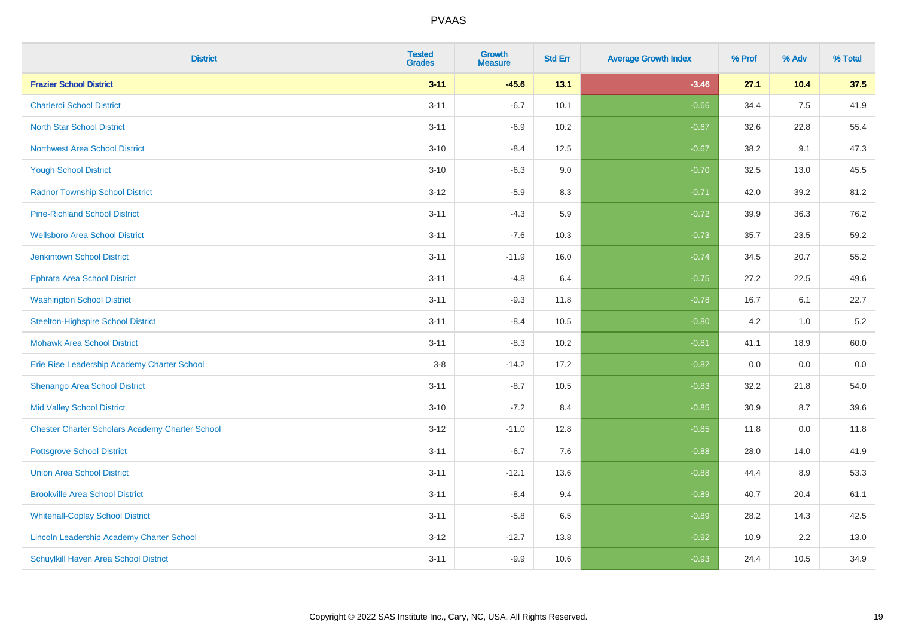# PVAAS

| District | Tested Grades | Growth Measure | Std Err | Average Growth Index | % Prof | % Adv | % Total |
|---|---|---|---|---|---|---|---|
| **Frazier School District** | **3-11** | **-45.6** | **13.1** | **-3.46** | **27.1** | **10.4** | **37.5** |
| Charleroi School District | 3-11 | -6.7 | 10.1 | -0.66 | 34.4 | 7.5 | 41.9 |
| North Star School District | 3-11 | -6.9 | 10.2 | -0.67 | 32.6 | 22.8 | 55.4 |
| Northwest Area School District | 3-10 | -8.4 | 12.5 | -0.67 | 38.2 | 9.1 | 47.3 |
| Yough School District | 3-10 | -6.3 | 9.0 | -0.70 | 32.5 | 13.0 | 45.5 |
| Radnor Township School District | 3-12 | -5.9 | 8.3 | -0.71 | 42.0 | 39.2 | 81.2 |
| Pine-Richland School District | 3-11 | -4.3 | 5.9 | -0.72 | 39.9 | 36.3 | 76.2 |
| Wellsboro Area School District | 3-11 | -7.6 | 10.3 | -0.73 | 35.7 | 23.5 | 59.2 |
| Jenkintown School District | 3-11 | -11.9 | 16.0 | -0.74 | 34.5 | 20.7 | 55.2 |
| Ephrata Area School District | 3-11 | -4.8 | 6.4 | -0.75 | 27.2 | 22.5 | 49.6 |
| Washington School District | 3-11 | -9.3 | 11.8 | -0.78 | 16.7 | 6.1 | 22.7 |
| Steelton-Highspire School District | 3-11 | -8.4 | 10.5 | -0.80 | 4.2 | 1.0 | 5.2 |
| Mohawk Area School District | 3-11 | -8.3 | 10.2 | -0.81 | 41.1 | 18.9 | 60.0 |
| Erie Rise Leadership Academy Charter School | 3-8 | -14.2 | 17.2 | -0.82 | 0.0 | 0.0 | 0.0 |
| Shenango Area School District | 3-11 | -8.7 | 10.5 | -0.83 | 32.2 | 21.8 | 54.0 |
| Mid Valley School District | 3-10 | -7.2 | 8.4 | -0.85 | 30.9 | 8.7 | 39.6 |
| Chester Charter Scholars Academy Charter School | 3-12 | -11.0 | 12.8 | -0.85 | 11.8 | 0.0 | 11.8 |
| Pottsgrove School District | 3-11 | -6.7 | 7.6 | -0.88 | 28.0 | 14.0 | 41.9 |
| Union Area School District | 3-11 | -12.1 | 13.6 | -0.88 | 44.4 | 8.9 | 53.3 |
| Brookville Area School District | 3-11 | -8.4 | 9.4 | -0.89 | 40.7 | 20.4 | 61.1 |
| Whitehall-Coplay School District | 3-11 | -5.8 | 6.5 | -0.89 | 28.2 | 14.3 | 42.5 |
| Lincoln Leadership Academy Charter School | 3-12 | -12.7 | 13.8 | -0.92 | 10.9 | 2.2 | 13.0 |
| Schuylkill Haven Area School District | 3-11 | -9.9 | 10.6 | -0.93 | 24.4 | 10.5 | 34.9 |

Copyright © 2022 SAS Institute Inc., Cary, NC, USA. All Rights Reserved.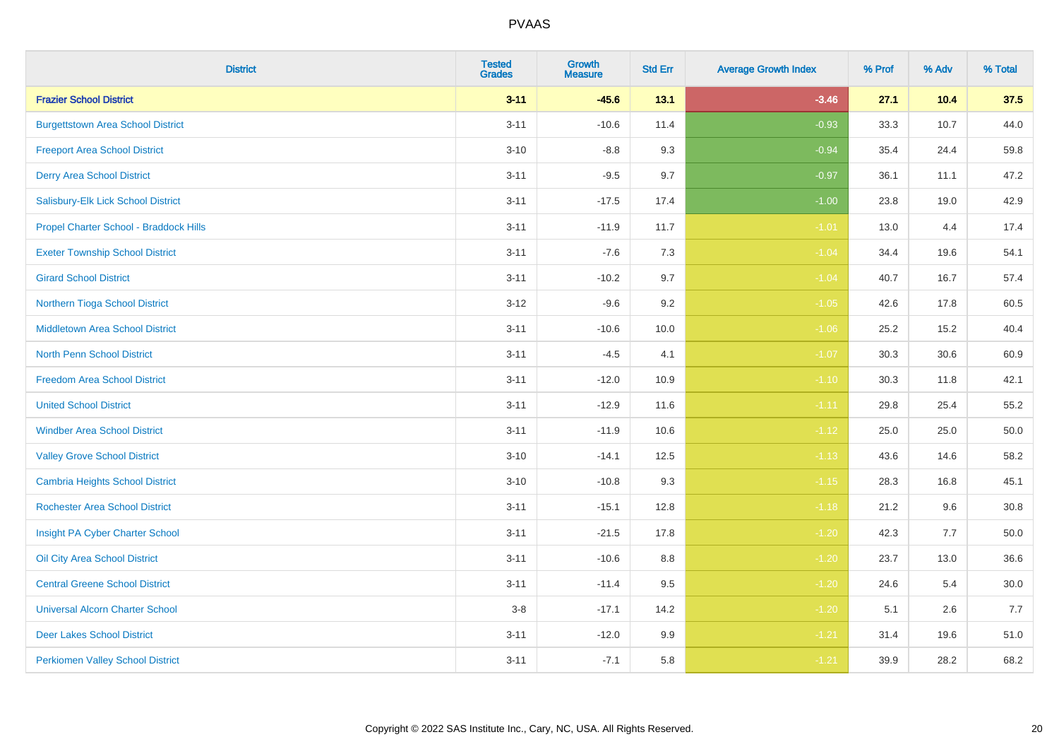# PVAAS

| District | Tested Grades | Growth Measure | Std Err | Average Growth Index | % Prof | % Adv | % Total |
|---|---|---|---|---|---|---|---|
| **Frazier School District** | **3-11** | **-45.6** | **13.1** | **-3.46** | **27.1** | **10.4** | **37.5** |
| Burgettstown Area School District | 3-11 | -10.6 | 11.4 | -0.93 | 33.3 | 10.7 | 44.0 |
| Freeport Area School District | 3-10 | -8.8 | 9.3 | -0.94 | 35.4 | 24.4 | 59.8 |
| Derry Area School District | 3-11 | -9.5 | 9.7 | -0.97 | 36.1 | 11.1 | 47.2 |
| Salisbury-Elk Lick School District | 3-11 | -17.5 | 17.4 | -1.00 | 23.8 | 19.0 | 42.9 |
| Propel Charter School - Braddock Hills | 3-11 | -11.9 | 11.7 | -1.01 | 13.0 | 4.4 | 17.4 |
| Exeter Township School District | 3-11 | -7.6 | 7.3 | -1.04 | 34.4 | 19.6 | 54.1 |
| Girard School District | 3-11 | -10.2 | 9.7 | -1.04 | 40.7 | 16.7 | 57.4 |
| Northern Tioga School District | 3-12 | -9.6 | 9.2 | -1.05 | 42.6 | 17.8 | 60.5 |
| Middletown Area School District | 3-11 | -10.6 | 10.0 | -1.06 | 25.2 | 15.2 | 40.4 |
| North Penn School District | 3-11 | -4.5 | 4.1 | -1.07 | 30.3 | 30.6 | 60.9 |
| Freedom Area School District | 3-11 | -12.0 | 10.9 | -1.10 | 30.3 | 11.8 | 42.1 |
| United School District | 3-11 | -12.9 | 11.6 | -1.11 | 29.8 | 25.4 | 55.2 |
| Windber Area School District | 3-11 | -11.9 | 10.6 | -1.12 | 25.0 | 25.0 | 50.0 |
| Valley Grove School District | 3-10 | -14.1 | 12.5 | -1.13 | 43.6 | 14.6 | 58.2 |
| Cambria Heights School District | 3-10 | -10.8 | 9.3 | -1.15 | 28.3 | 16.8 | 45.1 |
| Rochester Area School District | 3-11 | -15.1 | 12.8 | -1.18 | 21.2 | 9.6 | 30.8 |
| Insight PA Cyber Charter School | 3-11 | -21.5 | 17.8 | -1.20 | 42.3 | 7.7 | 50.0 |
| Oil City Area School District | 3-11 | -10.6 | 8.8 | -1.20 | 23.7 | 13.0 | 36.6 |
| Central Greene School District | 3-11 | -11.4 | 9.5 | -1.20 | 24.6 | 5.4 | 30.0 |
| Universal Alcorn Charter School | 3-8 | -17.1 | 14.2 | -1.20 | 5.1 | 2.6 | 7.7 |
| Deer Lakes School District | 3-11 | -12.0 | 9.9 | -1.21 | 31.4 | 19.6 | 51.0 |
| Perkiomen Valley School District | 3-11 | -7.1 | 5.8 | -1.21 | 39.9 | 28.2 | 68.2 |

Copyright © 2022 SAS Institute Inc., Cary, NC, USA. All Rights Reserved.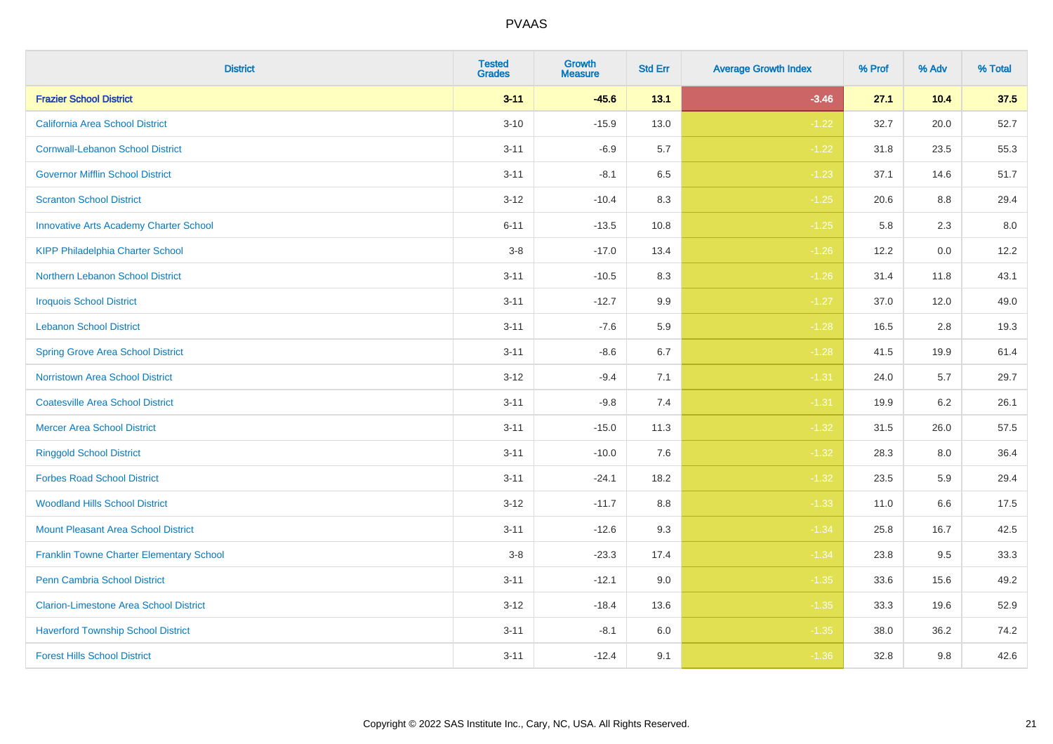# PVAAS

| District | Tested Grades | Growth Measure | Std Err | Average Growth Index | % Prof | % Adv | % Total |
|---|---|---|---|---|---|---|---|
| **Frazier School District** | **3-11** | **-45.6** | **13.1** | **-3.46** | **27.1** | **10.4** | **37.5** |
| California Area School District | 3-10 | -15.9 | 13.0 | -1.22 | 32.7 | 20.0 | 52.7 |
| Cornwall-Lebanon School District | 3-11 | -6.9 | 5.7 | -1.22 | 31.8 | 23.5 | 55.3 |
| Governor Mifflin School District | 3-11 | -8.1 | 6.5 | -1.23 | 37.1 | 14.6 | 51.7 |
| Scranton School District | 3-12 | -10.4 | 8.3 | -1.25 | 20.6 | 8.8 | 29.4 |
| Innovative Arts Academy Charter School | 6-11 | -13.5 | 10.8 | -1.25 | 5.8 | 2.3 | 8.0 |
| KIPP Philadelphia Charter School | 3-8 | -17.0 | 13.4 | -1.26 | 12.2 | 0.0 | 12.2 |
| Northern Lebanon School District | 3-11 | -10.5 | 8.3 | -1.26 | 31.4 | 11.8 | 43.1 |
| Iroquois School District | 3-11 | -12.7 | 9.9 | -1.27 | 37.0 | 12.0 | 49.0 |
| Lebanon School District | 3-11 | -7.6 | 5.9 | -1.28 | 16.5 | 2.8 | 19.3 |
| Spring Grove Area School District | 3-11 | -8.6 | 6.7 | -1.28 | 41.5 | 19.9 | 61.4 |
| Norristown Area School District | 3-12 | -9.4 | 7.1 | -1.31 | 24.0 | 5.7 | 29.7 |
| Coatesville Area School District | 3-11 | -9.8 | 7.4 | -1.31 | 19.9 | 6.2 | 26.1 |
| Mercer Area School District | 3-11 | -15.0 | 11.3 | -1.32 | 31.5 | 26.0 | 57.5 |
| Ringgold School District | 3-11 | -10.0 | 7.6 | -1.32 | 28.3 | 8.0 | 36.4 |
| Forbes Road School District | 3-11 | -24.1 | 18.2 | -1.32 | 23.5 | 5.9 | 29.4 |
| Woodland Hills School District | 3-12 | -11.7 | 8.8 | -1.33 | 11.0 | 6.6 | 17.5 |
| Mount Pleasant Area School District | 3-11 | -12.6 | 9.3 | -1.34 | 25.8 | 16.7 | 42.5 |
| Franklin Towne Charter Elementary School | 3-8 | -23.3 | 17.4 | -1.34 | 23.8 | 9.5 | 33.3 |
| Penn Cambria School District | 3-11 | -12.1 | 9.0 | -1.35 | 33.6 | 15.6 | 49.2 |
| Clarion-Limestone Area School District | 3-12 | -18.4 | 13.6 | -1.35 | 33.3 | 19.6 | 52.9 |
| Haverford Township School District | 3-11 | -8.1 | 6.0 | -1.35 | 38.0 | 36.2 | 74.2 |
| Forest Hills School District | 3-11 | -12.4 | 9.1 | -1.36 | 32.8 | 9.8 | 42.6 |

Copyright © 2022 SAS Institute Inc., Cary, NC, USA. All Rights Reserved.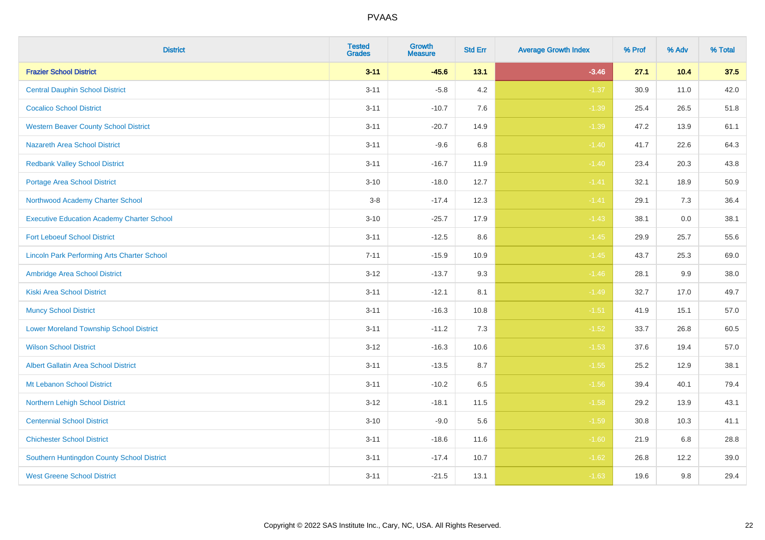| District | Tested Grades | Growth Measure | Std Err | Average Growth Index | % Prof | % Adv | % Total |
|---|---|---|---|---|---|---|---|
| **Frazier School District** | **3-11** | **-45.6** | **13.1** | **-3.46** | **27.1** | **10.4** | **37.5** |
| Central Dauphin School District | 3-11 | -5.8 | 4.2 | -1.37 | 30.9 | 11.0 | 42.0 |
| Cocalico School District | 3-11 | -10.7 | 7.6 | -1.39 | 25.4 | 26.5 | 51.8 |
| Western Beaver County School District | 3-11 | -20.7 | 14.9 | -1.39 | 47.2 | 13.9 | 61.1 |
| Nazareth Area School District | 3-11 | -9.6 | 6.8 | -1.40 | 41.7 | 22.6 | 64.3 |
| Redbank Valley School District | 3-11 | -16.7 | 11.9 | -1.40 | 23.4 | 20.3 | 43.8 |
| Portage Area School District | 3-10 | -18.0 | 12.7 | -1.41 | 32.1 | 18.9 | 50.9 |
| Northwood Academy Charter School | 3-8 | -17.4 | 12.3 | -1.41 | 29.1 | 7.3 | 36.4 |
| Executive Education Academy Charter School | 3-10 | -25.7 | 17.9 | -1.43 | 38.1 | 0.0 | 38.1 |
| Fort Leboeuf School District | 3-11 | -12.5 | 8.6 | -1.45 | 29.9 | 25.7 | 55.6 |
| Lincoln Park Performing Arts Charter School | 7-11 | -15.9 | 10.9 | -1.45 | 43.7 | 25.3 | 69.0 |
| Ambridge Area School District | 3-12 | -13.7 | 9.3 | -1.46 | 28.1 | 9.9 | 38.0 |
| Kiski Area School District | 3-11 | -12.1 | 8.1 | -1.49 | 32.7 | 17.0 | 49.7 |
| Muncy School District | 3-11 | -16.3 | 10.8 | -1.51 | 41.9 | 15.1 | 57.0 |
| Lower Moreland Township School District | 3-11 | -11.2 | 7.3 | -1.52 | 33.7 | 26.8 | 60.5 |
| Wilson School District | 3-12 | -16.3 | 10.6 | -1.53 | 37.6 | 19.4 | 57.0 |
| Albert Gallatin Area School District | 3-11 | -13.5 | 8.7 | -1.55 | 25.2 | 12.9 | 38.1 |
| Mt Lebanon School District | 3-11 | -10.2 | 6.5 | -1.56 | 39.4 | 40.1 | 79.4 |
| Northern Lehigh School District | 3-12 | -18.1 | 11.5 | -1.58 | 29.2 | 13.9 | 43.1 |
| Centennial School District | 3-10 | -9.0 | 5.6 | -1.59 | 30.8 | 10.3 | 41.1 |
| Chichester School District | 3-11 | -18.6 | 11.6 | -1.60 | 21.9 | 6.8 | 28.8 |
| Southern Huntingdon County School District | 3-11 | -17.4 | 10.7 | -1.62 | 26.8 | 12.2 | 39.0 |
| West Greene School District | 3-11 | -21.5 | 13.1 | -1.63 | 19.6 | 9.8 | 29.4 |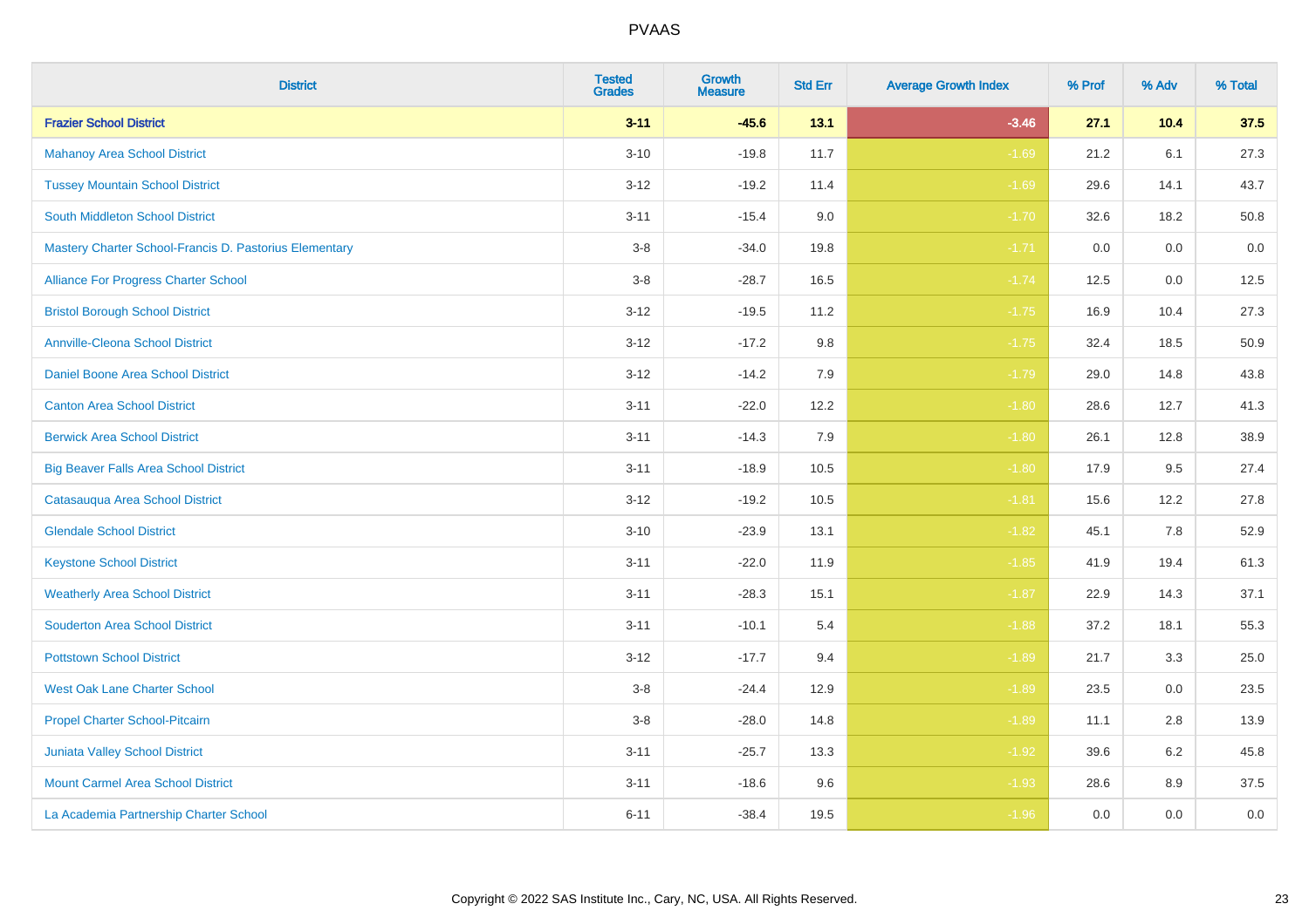# PVAAS

| District | Tested Grades | Growth Measure | Std Err | Average Growth Index | % Prof | % Adv | % Total |
|---|---|---|---|---|---|---|---|
| **Frazier School District** | **3-11** | **-45.6** | **13.1** | **-3.46** | **27.1** | **10.4** | **37.5** |
| Mahanoy Area School District | 3-10 | -19.8 | 11.7 | -1.69 | 21.2 | 6.1 | 27.3 |
| Tussey Mountain School District | 3-12 | -19.2 | 11.4 | -1.69 | 29.6 | 14.1 | 43.7 |
| South Middleton School District | 3-11 | -15.4 | 9.0 | -1.70 | 32.6 | 18.2 | 50.8 |
| Mastery Charter School-Francis D. Pastorius Elementary | 3-8 | -34.0 | 19.8 | -1.71 | 0.0 | 0.0 | 0.0 |
| Alliance For Progress Charter School | 3-8 | -28.7 | 16.5 | -1.74 | 12.5 | 0.0 | 12.5 |
| Bristol Borough School District | 3-12 | -19.5 | 11.2 | -1.75 | 16.9 | 10.4 | 27.3 |
| Annville-Cleona School District | 3-12 | -17.2 | 9.8 | -1.75 | 32.4 | 18.5 | 50.9 |
| Daniel Boone Area School District | 3-12 | -14.2 | 7.9 | -1.79 | 29.0 | 14.8 | 43.8 |
| Canton Area School District | 3-11 | -22.0 | 12.2 | -1.80 | 28.6 | 12.7 | 41.3 |
| Berwick Area School District | 3-11 | -14.3 | 7.9 | -1.80 | 26.1 | 12.8 | 38.9 |
| Big Beaver Falls Area School District | 3-11 | -18.9 | 10.5 | -1.80 | 17.9 | 9.5 | 27.4 |
| Catasauqua Area School District | 3-12 | -19.2 | 10.5 | -1.81 | 15.6 | 12.2 | 27.8 |
| Glendale School District | 3-10 | -23.9 | 13.1 | -1.82 | 45.1 | 7.8 | 52.9 |
| Keystone School District | 3-11 | -22.0 | 11.9 | -1.85 | 41.9 | 19.4 | 61.3 |
| Weatherly Area School District | 3-11 | -28.3 | 15.1 | -1.87 | 22.9 | 14.3 | 37.1 |
| Souderton Area School District | 3-11 | -10.1 | 5.4 | -1.88 | 37.2 | 18.1 | 55.3 |
| Pottstown School District | 3-12 | -17.7 | 9.4 | -1.89 | 21.7 | 3.3 | 25.0 |
| West Oak Lane Charter School | 3-8 | -24.4 | 12.9 | -1.89 | 23.5 | 0.0 | 23.5 |
| Propel Charter School-Pitcairn | 3-8 | -28.0 | 14.8 | -1.89 | 11.1 | 2.8 | 13.9 |
| Juniata Valley School District | 3-11 | -25.7 | 13.3 | -1.92 | 39.6 | 6.2 | 45.8 |
| Mount Carmel Area School District | 3-11 | -18.6 | 9.6 | -1.93 | 28.6 | 8.9 | 37.5 |
| La Academia Partnership Charter School | 6-11 | -38.4 | 19.5 | -1.96 | 0.0 | 0.0 | 0.0 |

Copyright © 2022 SAS Institute Inc., Cary, NC, USA. All Rights Reserved.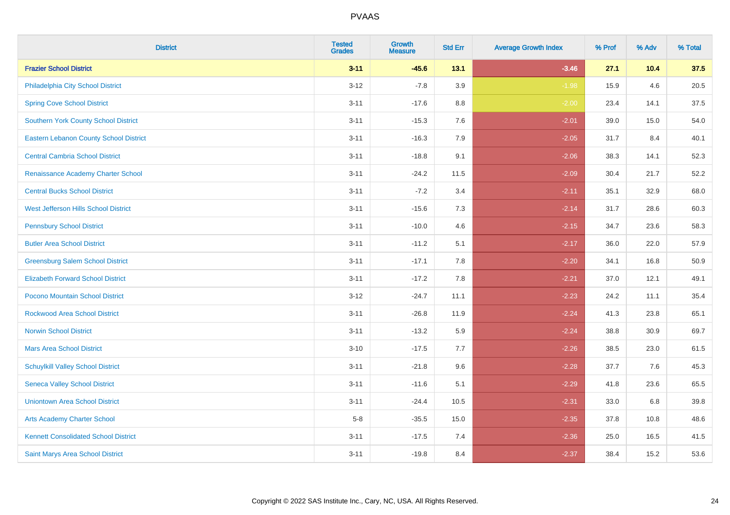# PVAAS

| District | Tested Grades | Growth Measure | Std Err | Average Growth Index | % Prof | % Adv | % Total |
|---|---|---|---|---|---|---|---|
| **Frazier School District** | **3-11** | **-45.6** | **13.1** | **-3.46** | **27.1** | **10.4** | **37.5** |
| Philadelphia City School District | 3-12 | -7.8 | 3.9 | -1.98 | 15.9 | 4.6 | 20.5 |
| Spring Cove School District | 3-11 | -17.6 | 8.8 | -2.00 | 23.4 | 14.1 | 37.5 |
| Southern York County School District | 3-11 | -15.3 | 7.6 | -2.01 | 39.0 | 15.0 | 54.0 |
| Eastern Lebanon County School District | 3-11 | -16.3 | 7.9 | -2.05 | 31.7 | 8.4 | 40.1 |
| Central Cambria School District | 3-11 | -18.8 | 9.1 | -2.06 | 38.3 | 14.1 | 52.3 |
| Renaissance Academy Charter School | 3-11 | -24.2 | 11.5 | -2.09 | 30.4 | 21.7 | 52.2 |
| Central Bucks School District | 3-11 | -7.2 | 3.4 | -2.11 | 35.1 | 32.9 | 68.0 |
| West Jefferson Hills School District | 3-11 | -15.6 | 7.3 | -2.14 | 31.7 | 28.6 | 60.3 |
| Pennsbury School District | 3-11 | -10.0 | 4.6 | -2.15 | 34.7 | 23.6 | 58.3 |
| Butler Area School District | 3-11 | -11.2 | 5.1 | -2.17 | 36.0 | 22.0 | 57.9 |
| Greensburg Salem School District | 3-11 | -17.1 | 7.8 | -2.20 | 34.1 | 16.8 | 50.9 |
| Elizabeth Forward School District | 3-11 | -17.2 | 7.8 | -2.21 | 37.0 | 12.1 | 49.1 |
| Pocono Mountain School District | 3-12 | -24.7 | 11.1 | -2.23 | 24.2 | 11.1 | 35.4 |
| Rockwood Area School District | 3-11 | -26.8 | 11.9 | -2.24 | 41.3 | 23.8 | 65.1 |
| Norwin School District | 3-11 | -13.2 | 5.9 | -2.24 | 38.8 | 30.9 | 69.7 |
| Mars Area School District | 3-10 | -17.5 | 7.7 | -2.26 | 38.5 | 23.0 | 61.5 |
| Schuylkill Valley School District | 3-11 | -21.8 | 9.6 | -2.28 | 37.7 | 7.6 | 45.3 |
| Seneca Valley School District | 3-11 | -11.6 | 5.1 | -2.29 | 41.8 | 23.6 | 65.5 |
| Uniontown Area School District | 3-11 | -24.4 | 10.5 | -2.31 | 33.0 | 6.8 | 39.8 |
| Arts Academy Charter School | 5-8 | -35.5 | 15.0 | -2.35 | 37.8 | 10.8 | 48.6 |
| Kennett Consolidated School District | 3-11 | -17.5 | 7.4 | -2.36 | 25.0 | 16.5 | 41.5 |
| Saint Marys Area School District | 3-11 | -19.8 | 8.4 | -2.37 | 38.4 | 15.2 | 53.6 |

Copyright © 2022 SAS Institute Inc., Cary, NC, USA. All Rights Reserved.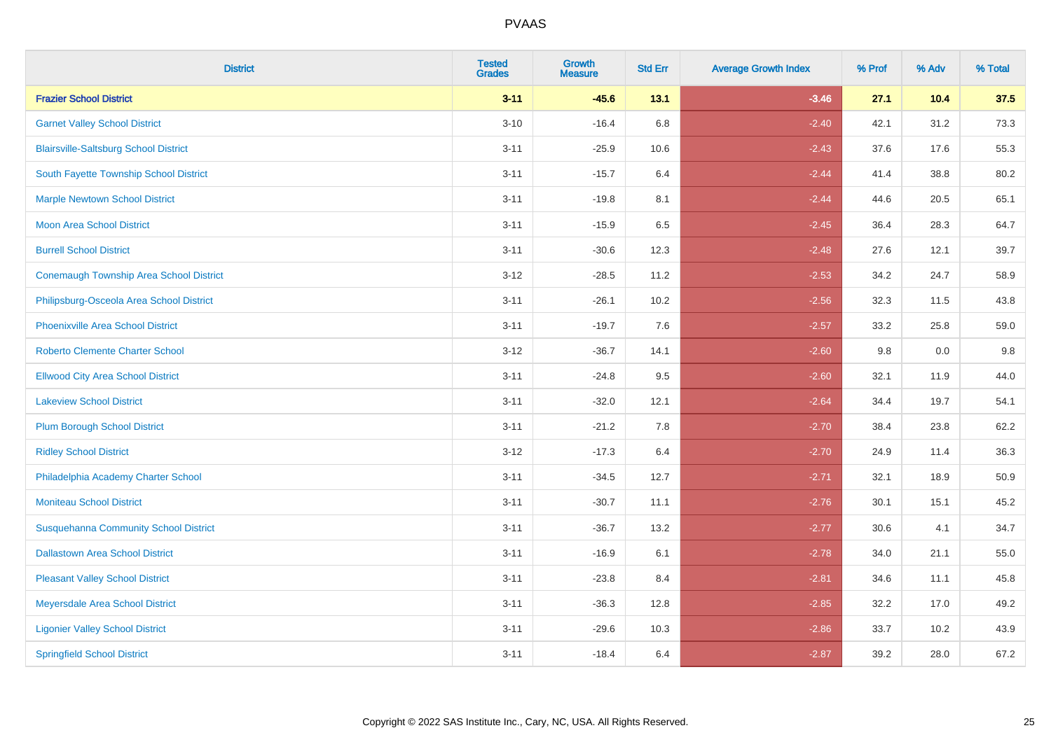# PVAAS

| District | Tested Grades | Growth Measure | Std Err | Average Growth Index | % Prof | % Adv | % Total |
|---|---|---|---|---|---|---|---|
| **Frazier School District** | **3-11** | **-45.6** | **13.1** | **-3.46** | **27.1** | **10.4** | **37.5** |
| Garnet Valley School District | 3-10 | -16.4 | 6.8 | -2.40 | 42.1 | 31.2 | 73.3 |
| Blairsville-Saltsburg School District | 3-11 | -25.9 | 10.6 | -2.43 | 37.6 | 17.6 | 55.3 |
| South Fayette Township School District | 3-11 | -15.7 | 6.4 | -2.44 | 41.4 | 38.8 | 80.2 |
| Marple Newtown School District | 3-11 | -19.8 | 8.1 | -2.44 | 44.6 | 20.5 | 65.1 |
| Moon Area School District | 3-11 | -15.9 | 6.5 | -2.45 | 36.4 | 28.3 | 64.7 |
| Burrell School District | 3-11 | -30.6 | 12.3 | -2.48 | 27.6 | 12.1 | 39.7 |
| Conemaugh Township Area School District | 3-12 | -28.5 | 11.2 | -2.53 | 34.2 | 24.7 | 58.9 |
| Philipsburg-Osceola Area School District | 3-11 | -26.1 | 10.2 | -2.56 | 32.3 | 11.5 | 43.8 |
| Phoenixville Area School District | 3-11 | -19.7 | 7.6 | -2.57 | 33.2 | 25.8 | 59.0 |
| Roberto Clemente Charter School | 3-12 | -36.7 | 14.1 | -2.60 | 9.8 | 0.0 | 9.8 |
| Ellwood City Area School District | 3-11 | -24.8 | 9.5 | -2.60 | 32.1 | 11.9 | 44.0 |
| Lakeview School District | 3-11 | -32.0 | 12.1 | -2.64 | 34.4 | 19.7 | 54.1 |
| Plum Borough School District | 3-11 | -21.2 | 7.8 | -2.70 | 38.4 | 23.8 | 62.2 |
| Ridley School District | 3-12 | -17.3 | 6.4 | -2.70 | 24.9 | 11.4 | 36.3 |
| Philadelphia Academy Charter School | 3-11 | -34.5 | 12.7 | -2.71 | 32.1 | 18.9 | 50.9 |
| Moniteau School District | 3-11 | -30.7 | 11.1 | -2.76 | 30.1 | 15.1 | 45.2 |
| Susquehanna Community School District | 3-11 | -36.7 | 13.2 | -2.77 | 30.6 | 4.1 | 34.7 |
| Dallastown Area School District | 3-11 | -16.9 | 6.1 | -2.78 | 34.0 | 21.1 | 55.0 |
| Pleasant Valley School District | 3-11 | -23.8 | 8.4 | -2.81 | 34.6 | 11.1 | 45.8 |
| Meyersdale Area School District | 3-11 | -36.3 | 12.8 | -2.85 | 32.2 | 17.0 | 49.2 |
| Ligonier Valley School District | 3-11 | -29.6 | 10.3 | -2.86 | 33.7 | 10.2 | 43.9 |
| Springfield School District | 3-11 | -18.4 | 6.4 | -2.87 | 39.2 | 28.0 | 67.2 |

Copyright © 2022 SAS Institute Inc., Cary, NC, USA. All Rights Reserved.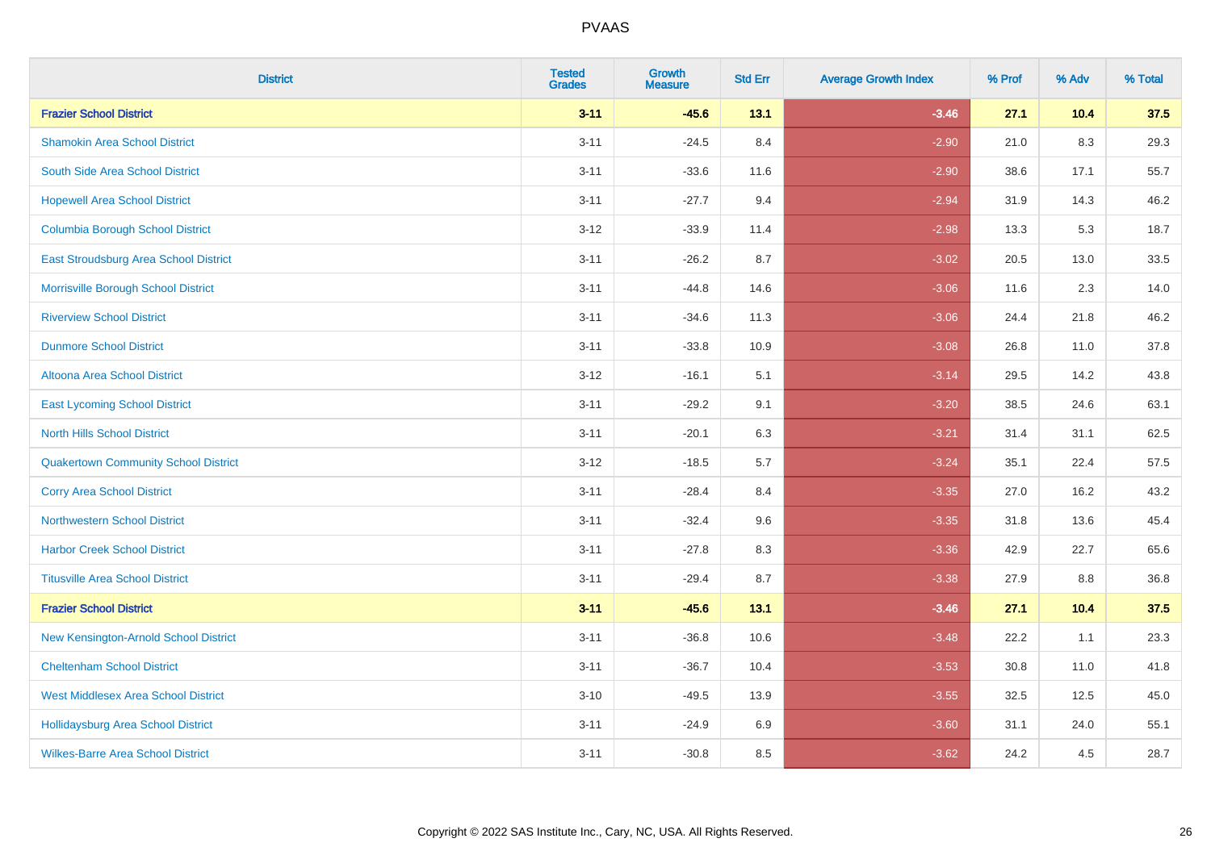# PVAAS

| District | Tested Grades | Growth Measure | Std Err | Average Growth Index | % Prof | % Adv | % Total |
|---|---|---|---|---|---|---|---|
| **Frazier School District** | **3-11** | **-45.6** | **13.1** | **-3.46** | **27.1** | **10.4** | **37.5** |
| Shamokin Area School District | 3-11 | -24.5 | 8.4 | -2.90 | 21.0 | 8.3 | 29.3 |
| South Side Area School District | 3-11 | -33.6 | 11.6 | -2.90 | 38.6 | 17.1 | 55.7 |
| Hopewell Area School District | 3-11 | -27.7 | 9.4 | -2.94 | 31.9 | 14.3 | 46.2 |
| Columbia Borough School District | 3-12 | -33.9 | 11.4 | -2.98 | 13.3 | 5.3 | 18.7 |
| East Stroudsburg Area School District | 3-11 | -26.2 | 8.7 | -3.02 | 20.5 | 13.0 | 33.5 |
| Morrisville Borough School District | 3-11 | -44.8 | 14.6 | -3.06 | 11.6 | 2.3 | 14.0 |
| Riverview School District | 3-11 | -34.6 | 11.3 | -3.06 | 24.4 | 21.8 | 46.2 |
| Dunmore School District | 3-11 | -33.8 | 10.9 | -3.08 | 26.8 | 11.0 | 37.8 |
| Altoona Area School District | 3-12 | -16.1 | 5.1 | -3.14 | 29.5 | 14.2 | 43.8 |
| East Lycoming School District | 3-11 | -29.2 | 9.1 | -3.20 | 38.5 | 24.6 | 63.1 |
| North Hills School District | 3-11 | -20.1 | 6.3 | -3.21 | 31.4 | 31.1 | 62.5 |
| Quakertown Community School District | 3-12 | -18.5 | 5.7 | -3.24 | 35.1 | 22.4 | 57.5 |
| Corry Area School District | 3-11 | -28.4 | 8.4 | -3.35 | 27.0 | 16.2 | 43.2 |
| Northwestern School District | 3-11 | -32.4 | 9.6 | -3.35 | 31.8 | 13.6 | 45.4 |
| Harbor Creek School District | 3-11 | -27.8 | 8.3 | -3.36 | 42.9 | 22.7 | 65.6 |
| Titusville Area School District | 3-11 | -29.4 | 8.7 | -3.38 | 27.9 | 8.8 | 36.8 |
| **Frazier School District** | **3-11** | **-45.6** | **13.1** | **-3.46** | **27.1** | **10.4** | **37.5** |
| New Kensington-Arnold School District | 3-11 | -36.8 | 10.6 | -3.48 | 22.2 | 1.1 | 23.3 |
| Cheltenham School District | 3-11 | -36.7 | 10.4 | -3.53 | 30.8 | 11.0 | 41.8 |
| West Middlesex Area School District | 3-10 | -49.5 | 13.9 | -3.55 | 32.5 | 12.5 | 45.0 |
| Hollidaysburg Area School District | 3-11 | -24.9 | 6.9 | -3.60 | 31.1 | 24.0 | 55.1 |
| Wilkes-Barre Area School District | 3-11 | -30.8 | 8.5 | -3.62 | 24.2 | 4.5 | 28.7 |

Copyright © 2022 SAS Institute Inc., Cary, NC, USA. All Rights Reserved.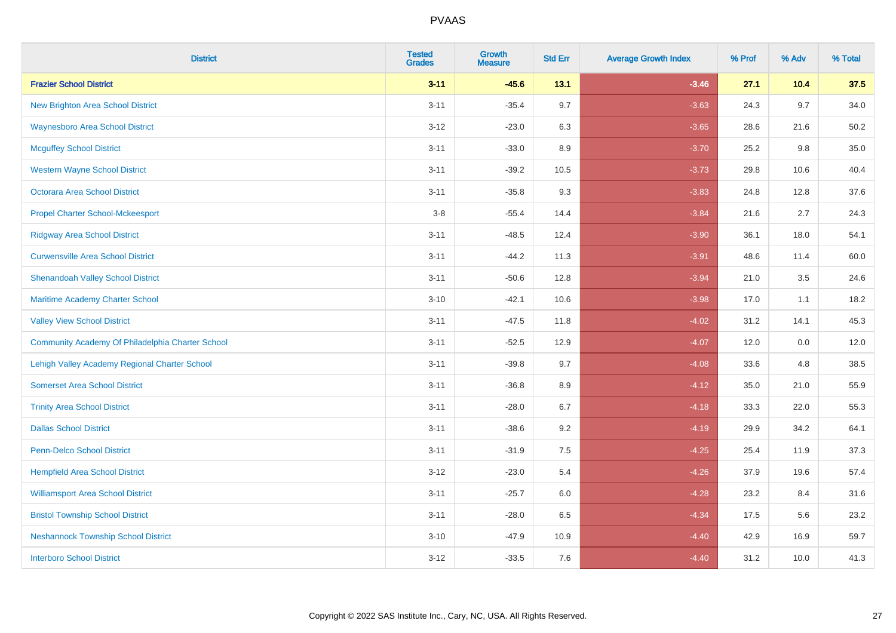# PVAAS

| District | Tested Grades | Growth Measure | Std Err | Average Growth Index | % Prof | % Adv | % Total |
|---|---|---|---|---|---|---|---|
| **Frazier School District** | **3-11** | **-45.6** | **13.1** | **-3.46** | **27.1** | **10.4** | **37.5** |
| New Brighton Area School District | 3-11 | -35.4 | 9.7 | -3.63 | 24.3 | 9.7 | 34.0 |
| Waynesboro Area School District | 3-12 | -23.0 | 6.3 | -3.65 | 28.6 | 21.6 | 50.2 |
| Mcguffey School District | 3-11 | -33.0 | 8.9 | -3.70 | 25.2 | 9.8 | 35.0 |
| Western Wayne School District | 3-11 | -39.2 | 10.5 | -3.73 | 29.8 | 10.6 | 40.4 |
| Octorara Area School District | 3-11 | -35.8 | 9.3 | -3.83 | 24.8 | 12.8 | 37.6 |
| Propel Charter School-Mckeesport | 3-8 | -55.4 | 14.4 | -3.84 | 21.6 | 2.7 | 24.3 |
| Ridgway Area School District | 3-11 | -48.5 | 12.4 | -3.90 | 36.1 | 18.0 | 54.1 |
| Curwensville Area School District | 3-11 | -44.2 | 11.3 | -3.91 | 48.6 | 11.4 | 60.0 |
| Shenandoah Valley School District | 3-11 | -50.6 | 12.8 | -3.94 | 21.0 | 3.5 | 24.6 |
| Maritime Academy Charter School | 3-10 | -42.1 | 10.6 | -3.98 | 17.0 | 1.1 | 18.2 |
| Valley View School District | 3-11 | -47.5 | 11.8 | -4.02 | 31.2 | 14.1 | 45.3 |
| Community Academy Of Philadelphia Charter School | 3-11 | -52.5 | 12.9 | -4.07 | 12.0 | 0.0 | 12.0 |
| Lehigh Valley Academy Regional Charter School | 3-11 | -39.8 | 9.7 | -4.08 | 33.6 | 4.8 | 38.5 |
| Somerset Area School District | 3-11 | -36.8 | 8.9 | -4.12 | 35.0 | 21.0 | 55.9 |
| Trinity Area School District | 3-11 | -28.0 | 6.7 | -4.18 | 33.3 | 22.0 | 55.3 |
| Dallas School District | 3-11 | -38.6 | 9.2 | -4.19 | 29.9 | 34.2 | 64.1 |
| Penn-Delco School District | 3-11 | -31.9 | 7.5 | -4.25 | 25.4 | 11.9 | 37.3 |
| Hempfield Area School District | 3-12 | -23.0 | 5.4 | -4.26 | 37.9 | 19.6 | 57.4 |
| Williamsport Area School District | 3-11 | -25.7 | 6.0 | -4.28 | 23.2 | 8.4 | 31.6 |
| Bristol Township School District | 3-11 | -28.0 | 6.5 | -4.34 | 17.5 | 5.6 | 23.2 |
| Neshannock Township School District | 3-10 | -47.9 | 10.9 | -4.40 | 42.9 | 16.9 | 59.7 |
| Interboro School District | 3-12 | -33.5 | 7.6 | -4.40 | 31.2 | 10.0 | 41.3 |

Copyright © 2022 SAS Institute Inc., Cary, NC, USA. All Rights Reserved.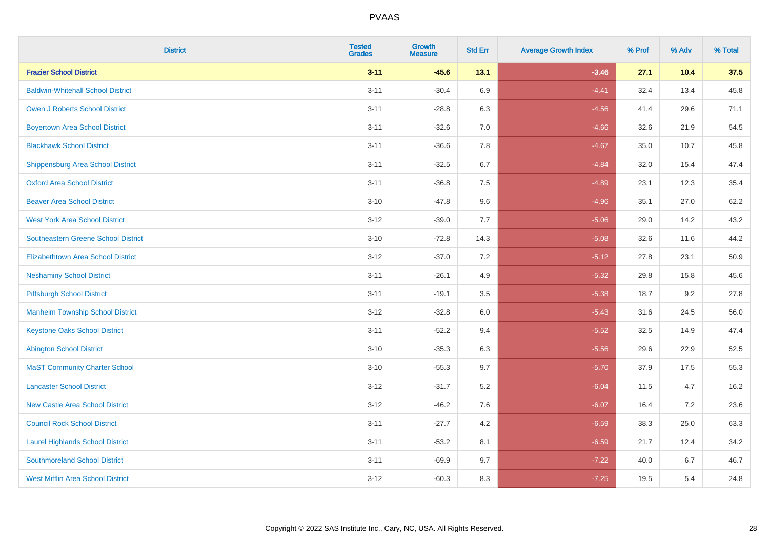PVAAS

| District | Tested Grades | Growth Measure | Std Err | Average Growth Index | % Prof | % Adv | % Total |
|---|---|---|---|---|---|---|---|
| **Frazier School District** | **3-11** | **-45.6** | **13.1** | **-3.46** | **27.1** | **10.4** | **37.5** |
| Baldwin-Whitehall School District | 3-11 | -30.4 | 6.9 | -4.41 | 32.4 | 13.4 | 45.8 |
| Owen J Roberts School District | 3-11 | -28.8 | 6.3 | -4.56 | 41.4 | 29.6 | 71.1 |
| Boyertown Area School District | 3-11 | -32.6 | 7.0 | -4.66 | 32.6 | 21.9 | 54.5 |
| Blackhawk School District | 3-11 | -36.6 | 7.8 | -4.67 | 35.0 | 10.7 | 45.8 |
| Shippensburg Area School District | 3-11 | -32.5 | 6.7 | -4.84 | 32.0 | 15.4 | 47.4 |
| Oxford Area School District | 3-11 | -36.8 | 7.5 | -4.89 | 23.1 | 12.3 | 35.4 |
| Beaver Area School District | 3-10 | -47.8 | 9.6 | -4.96 | 35.1 | 27.0 | 62.2 |
| West York Area School District | 3-12 | -39.0 | 7.7 | -5.06 | 29.0 | 14.2 | 43.2 |
| Southeastern Greene School District | 3-10 | -72.8 | 14.3 | -5.08 | 32.6 | 11.6 | 44.2 |
| Elizabethtown Area School District | 3-12 | -37.0 | 7.2 | -5.12 | 27.8 | 23.1 | 50.9 |
| Neshaminy School District | 3-11 | -26.1 | 4.9 | -5.32 | 29.8 | 15.8 | 45.6 |
| Pittsburgh School District | 3-11 | -19.1 | 3.5 | -5.38 | 18.7 | 9.2 | 27.8 |
| Manheim Township School District | 3-12 | -32.8 | 6.0 | -5.43 | 31.6 | 24.5 | 56.0 |
| Keystone Oaks School District | 3-11 | -52.2 | 9.4 | -5.52 | 32.5 | 14.9 | 47.4 |
| Abington School District | 3-10 | -35.3 | 6.3 | -5.56 | 29.6 | 22.9 | 52.5 |
| MaST Community Charter School | 3-10 | -55.3 | 9.7 | -5.70 | 37.9 | 17.5 | 55.3 |
| Lancaster School District | 3-12 | -31.7 | 5.2 | -6.04 | 11.5 | 4.7 | 16.2 |
| New Castle Area School District | 3-12 | -46.2 | 7.6 | -6.07 | 16.4 | 7.2 | 23.6 |
| Council Rock School District | 3-11 | -27.7 | 4.2 | -6.59 | 38.3 | 25.0 | 63.3 |
| Laurel Highlands School District | 3-11 | -53.2 | 8.1 | -6.59 | 21.7 | 12.4 | 34.2 |
| Southmoreland School District | 3-11 | -69.9 | 9.7 | -7.22 | 40.0 | 6.7 | 46.7 |
| West Mifflin Area School District | 3-12 | -60.3 | 8.3 | -7.25 | 19.5 | 5.4 | 24.8 |

Copyright © 2022 SAS Institute Inc., Cary, NC, USA. All Rights Reserved.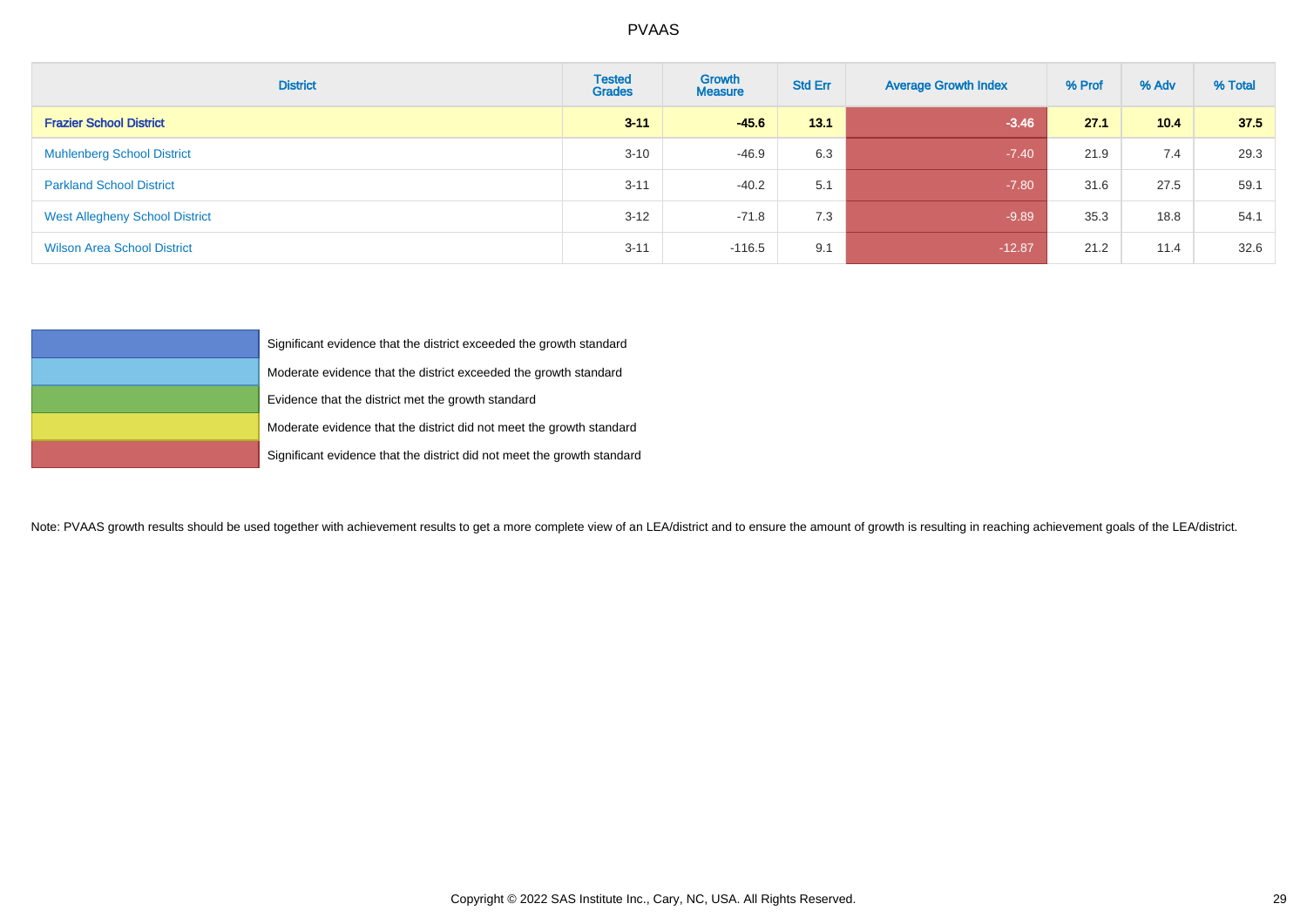PVAAS

| District | Tested Grades | Growth Measure | Std Err | Average Growth Index | % Prof | % Adv | % Total |
|---|---|---|---|---|---|---|---|
| **Frazier School District** | **3-11** | **-45.6** | **13.1** | **-3.46** | **27.1** | **10.4** | **37.5** |
| Muhlenberg School District | 3-10 | -46.9 | 6.3 | -7.40 | 21.9 | 7.4 | 29.3 |
| Parkland School District | 3-11 | -40.2 | 5.1 | -7.80 | 31.6 | 27.5 | 59.1 |
| West Allegheny School District | 3-12 | -71.8 | 7.3 | -9.89 | 35.3 | 18.8 | 54.1 |
| Wilson Area School District | 3-11 | -116.5 | 9.1 | -12.87 | 21.2 | 11.4 | 32.6 |

- Significant evidence that the district exceeded the growth standard
- Moderate evidence that the district exceeded the growth standard
- Evidence that the district met the growth standard
- Moderate evidence that the district did not meet the growth standard
- Significant evidence that the district did not meet the growth standard

Note: PVAAS growth results should be used together with achievement results to get a more complete view of an LEA/district and to ensure the amount of growth is resulting in reaching achievement goals of the LEA/district.

Copyright © 2022 SAS Institute Inc., Cary, NC, USA. All Rights Reserved.